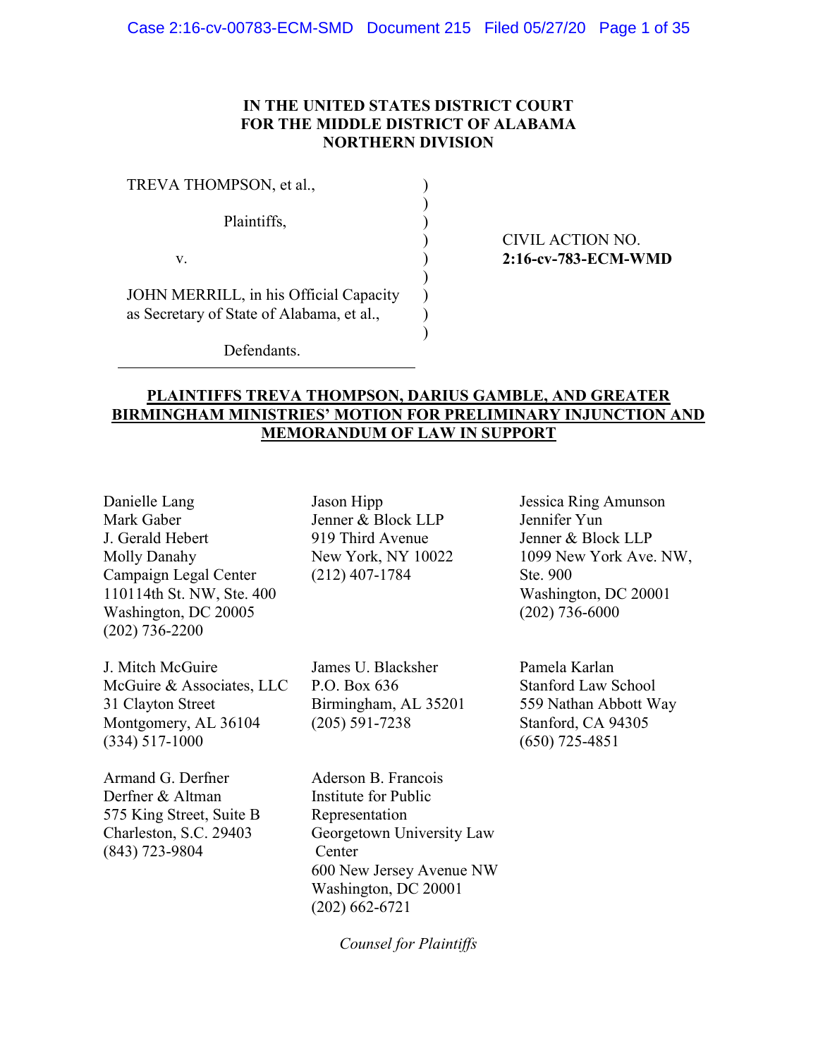**IN THE UNITED STATES DISTRICT COURT**
**FOR THE MIDDLE DISTRICT OF ALABAMA**
**NORTHERN DIVISION**

TREVA THOMPSON, et al.,

Plaintiffs,

v.

JOHN MERRILL, in his Official Capacity as Secretary of State of Alabama, et al.,

Defendants.

CIVIL ACTION NO. **2:16-cv-783-ECM-WMD**

**PLAINTIFFS TREVA THOMPSON, DARIUS GAMBLE, AND GREATER BIRMINGHAM MINISTRIES' MOTION FOR PRELIMINARY INJUNCTION AND MEMORANDUM OF LAW IN SUPPORT**

Danielle Lang
Mark Gaber
J. Gerald Hebert
Molly Danahy
Campaign Legal Center
110114th St. NW, Ste. 400
Washington, DC 20005
(202) 736-2200

Jason Hipp
Jenner & Block LLP
919 Third Avenue
New York, NY 10022
(212) 407-1784

Jessica Ring Amunson
Jennifer Yun
Jenner & Block LLP
1099 New York Ave. NW, Ste. 900
Washington, DC 20001
(202) 736-6000

J. Mitch McGuire
McGuire & Associates, LLC
31 Clayton Street
Montgomery, AL 36104
(334) 517-1000

James U. Blacksher
P.O. Box 636
Birmingham, AL 35201
(205) 591-7238

Pamela Karlan
Stanford Law School
559 Nathan Abbott Way
Stanford, CA 94305
(650) 725-4851

Armand G. Derfner
Derfner & Altman
575 King Street, Suite B
Charleston, S.C. 29403
(843) 723-9804

Aderson B. Francois
Institute for Public Representation
Georgetown University Law Center
600 New Jersey Avenue NW
Washington, DC 20001
(202) 662-6721

*Counsel for Plaintiffs*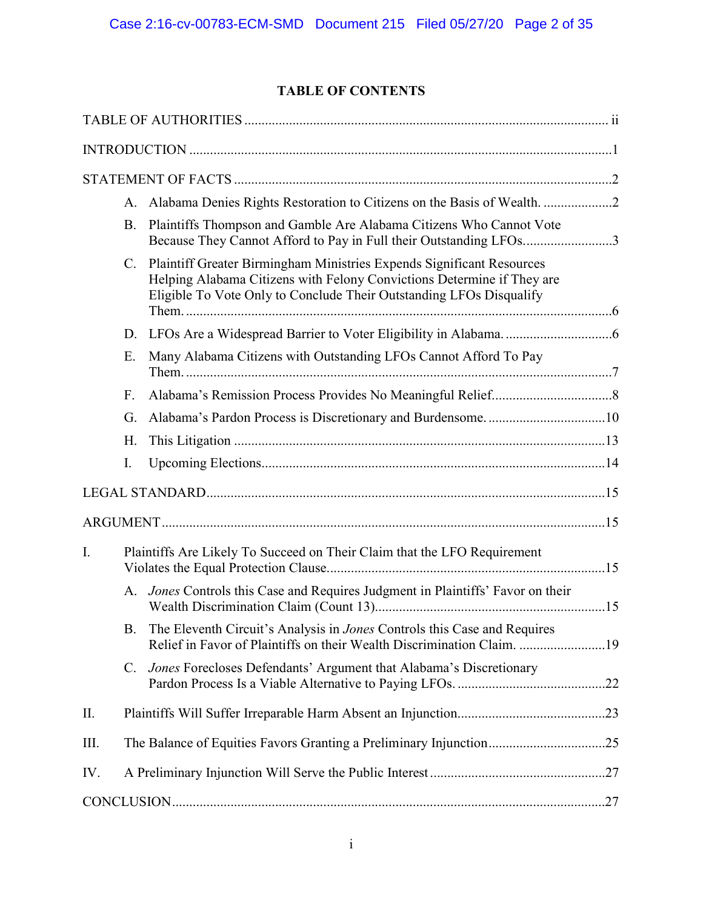# TABLE OF CONTENTS

TABLE OF AUTHORITIES ..... ii

INTRODUCTION ..... 1

STATEMENT OF FACTS ..... 2

- A. Alabama Denies Rights Restoration to Citizens on the Basis of Wealth. ..... 2
- B. Plaintiffs Thompson and Gamble Are Alabama Citizens Who Cannot Vote Because They Cannot Afford to Pay in Full their Outstanding LFOs. ..... 3
- C. Plaintiff Greater Birmingham Ministries Expends Significant Resources Helping Alabama Citizens with Felony Convictions Determine if They are Eligible To Vote Only to Conclude Their Outstanding LFOs Disqualify Them. ..... 6
- D. LFOs Are a Widespread Barrier to Voter Eligibility in Alabama. ..... 6
- E. Many Alabama Citizens with Outstanding LFOs Cannot Afford To Pay Them. ..... 7
- F. Alabama's Remission Process Provides No Meaningful Relief. ..... 8
- G. Alabama's Pardon Process is Discretionary and Burdensome. ..... 10
- H. This Litigation ..... 13
- I. Upcoming Elections. ..... 14

LEGAL STANDARD ..... 15

ARGUMENT ..... 15

I. Plaintiffs Are Likely To Succeed on Their Claim that the LFO Requirement Violates the Equal Protection Clause. ..... 15

- A. *Jones* Controls this Case and Requires Judgment in Plaintiffs' Favor on their Wealth Discrimination Claim (Count 13). ..... 15
- B. The Eleventh Circuit's Analysis in *Jones* Controls this Case and Requires Relief in Favor of Plaintiffs on their Wealth Discrimination Claim. ..... 19
- C. *Jones* Forecloses Defendants' Argument that Alabama's Discretionary Pardon Process Is a Viable Alternative to Paying LFOs. ..... 22

II. Plaintiffs Will Suffer Irreparable Harm Absent an Injunction. ..... 23

III. The Balance of Equities Favors Granting a Preliminary Injunction ..... 25

IV. A Preliminary Injunction Will Serve the Public Interest ..... 27

CONCLUSION ..... 27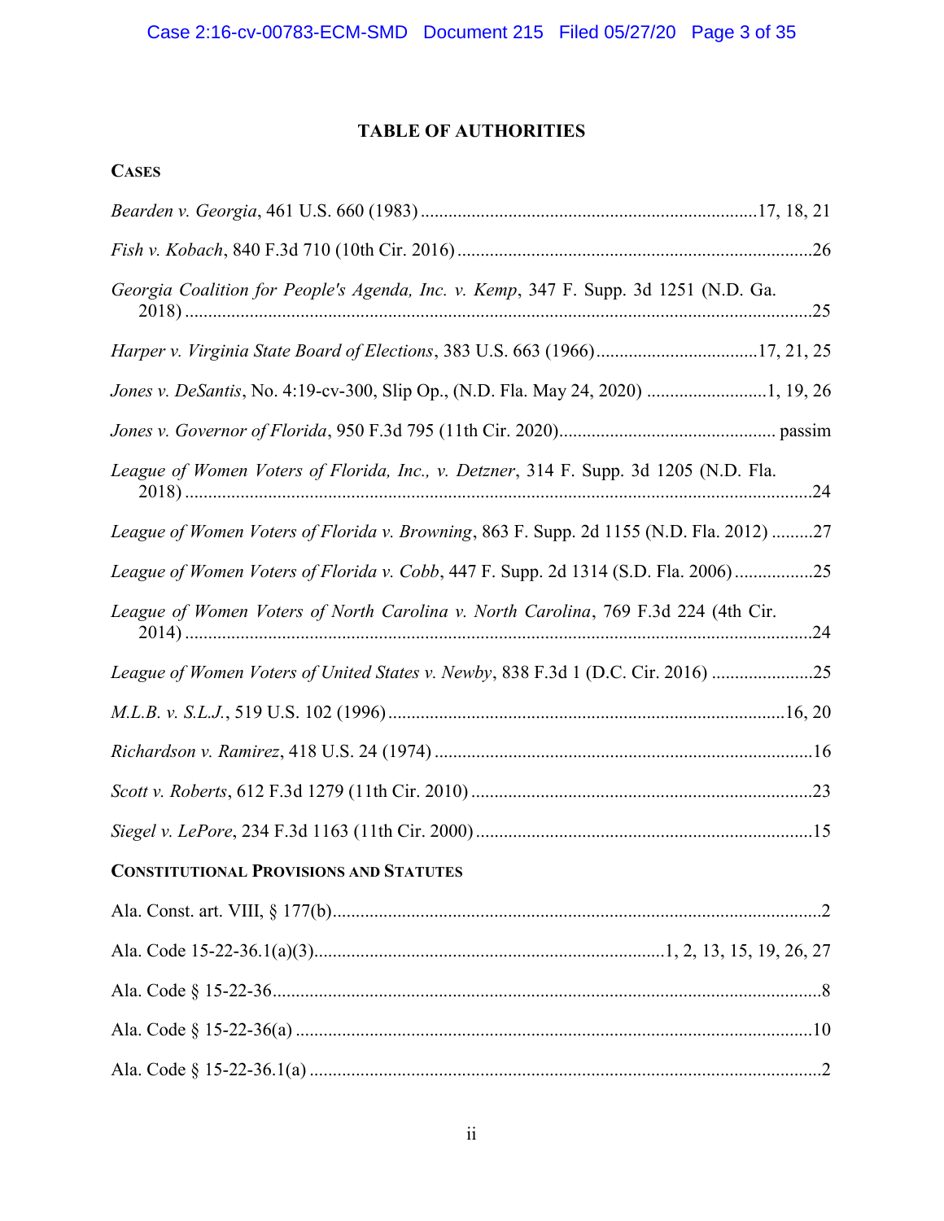## TABLE OF AUTHORITIES

### CASES

*Bearden v. Georgia*, 461 U.S. 660 (1983) ........................................................................17, 18, 21

*Fish v. Kobach*, 840 F.3d 710 (10th Cir. 2016) .............................................................................26

*Georgia Coalition for People's Agenda, Inc. v. Kemp*, 347 F. Supp. 3d 1251 (N.D. Ga. 2018) ........................................................................................................................................25

*Harper v. Virginia State Board of Elections*, 383 U.S. 663 (1966)..................................17, 21, 25

*Jones v. DeSantis*, No. 4:19-cv-300, Slip Op., (N.D. Fla. May 24, 2020) ..........................1, 19, 26

*Jones v. Governor of Florida*, 950 F.3d 795 (11th Cir. 2020)............................................... passim

*League of Women Voters of Florida, Inc., v. Detzner*, 314 F. Supp. 3d 1205 (N.D. Fla. 2018) ........................................................................................................................................24

*League of Women Voters of Florida v. Browning*, 863 F. Supp. 2d 1155 (N.D. Fla. 2012) .........27

*League of Women Voters of Florida v. Cobb*, 447 F. Supp. 2d 1314 (S.D. Fla. 2006) .................25

*League of Women Voters of North Carolina v. North Carolina*, 769 F.3d 224 (4th Cir. 2014) ........................................................................................................................................24

*League of Women Voters of United States v. Newby*, 838 F.3d 1 (D.C. Cir. 2016) ......................25

*M.L.B. v. S.L.J.*, 519 U.S. 102 (1996).....................................................................................16, 20

*Richardson v. Ramirez*, 418 U.S. 24 (1974) ..................................................................................16

*Scott v. Roberts*, 612 F.3d 1279 (11th Cir. 2010) ..........................................................................23

*Siegel v. LePore*, 234 F.3d 1163 (11th Cir. 2000) .........................................................................15

### CONSTITUTIONAL PROVISIONS AND STATUTES

Ala. Const. art. VIII, § 177(b)...........................................................................................................2

Ala. Code 15-22-36.1(a)(3)...........................................................................1, 2, 13, 15, 19, 26, 27

Ala. Code § 15-22-36.......................................................................................................................8

Ala. Code § 15-22-36(a) ................................................................................................................10

Ala. Code § 15-22-36.1(a) ...............................................................................................................2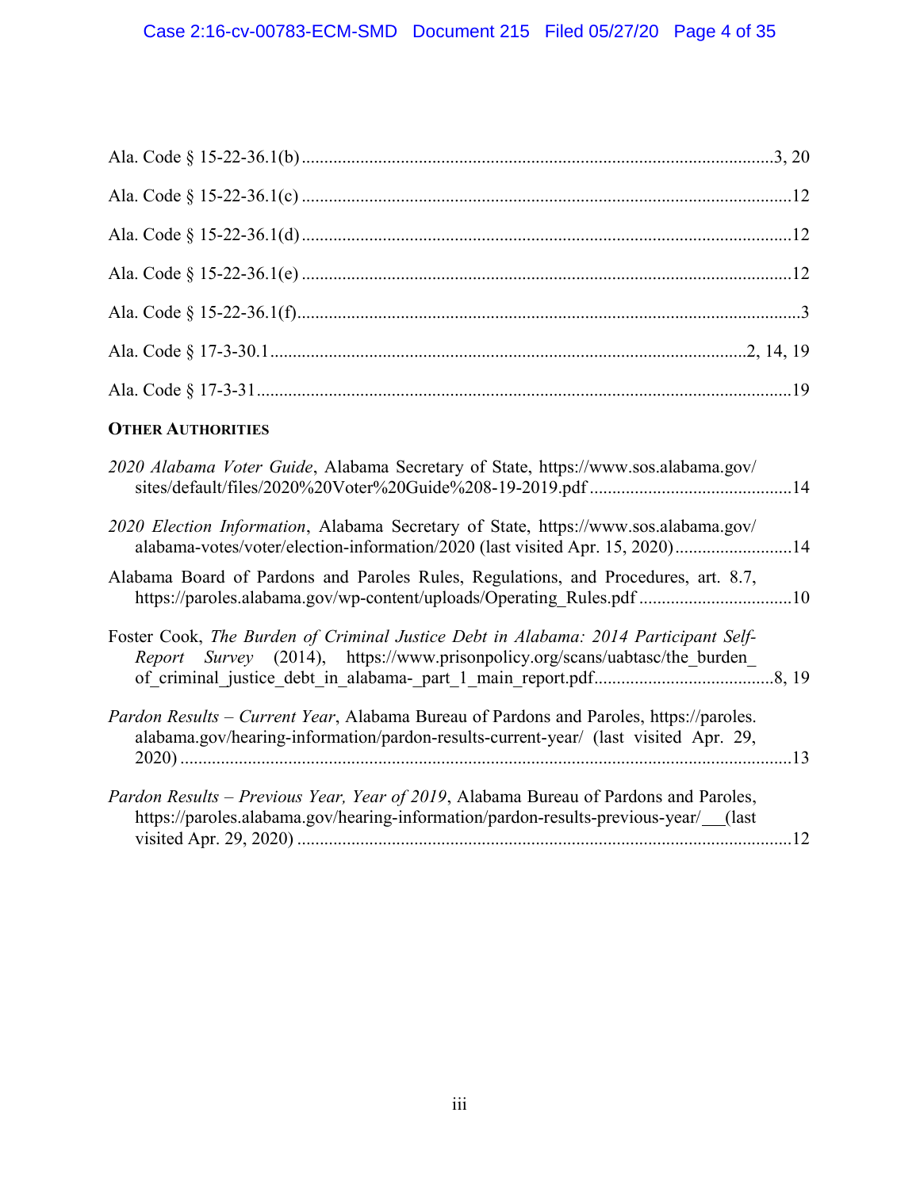Ala. Code § 15-22-36.1(b) ........................................................................................................3, 20

Ala. Code § 15-22-36.1(c) ...........................................................................................................12

Ala. Code § 15-22-36.1(d) ...........................................................................................................12

Ala. Code § 15-22-36.1(e) ...........................................................................................................12

Ala. Code § 15-22-36.1(f)..............................................................................................................3

Ala. Code § 17-3-30.1........................................................................................................2, 14, 19

Ala. Code § 17-3-31.....................................................................................................................19

**OTHER AUTHORITIES**

*2020 Alabama Voter Guide*, Alabama Secretary of State, https://www.sos.alabama.gov/sites/default/files/2020%20Voter%20Guide%208-19-2019.pdf ............................................14

*2020 Election Information*, Alabama Secretary of State, https://www.sos.alabama.gov/alabama-votes/voter/election-information/2020 (last visited Apr. 15, 2020)..........................14

Alabama Board of Pardons and Paroles Rules, Regulations, and Procedures, art. 8.7, https://paroles.alabama.gov/wp-content/uploads/Operating_Rules.pdf .................................10

Foster Cook, *The Burden of Criminal Justice Debt in Alabama: 2014 Participant Self-Report Survey* (2014), https://www.prisonpolicy.org/scans/uabtasc/the_burden_of_criminal_justice_debt_in_alabama-_part_1_main_report.pdf.......................................8, 19

*Pardon Results – Current Year*, Alabama Bureau of Pardons and Paroles, https://paroles.alabama.gov/hearing-information/pardon-results-current-year/ (last visited Apr. 29, 2020) .......................................................................................................................13

*Pardon Results – Previous Year, Year of 2019*, Alabama Bureau of Pardons and Paroles, https://paroles.alabama.gov/hearing-information/pardon-results-previous-year/ (last visited Apr. 29, 2020) ..............................................................................................12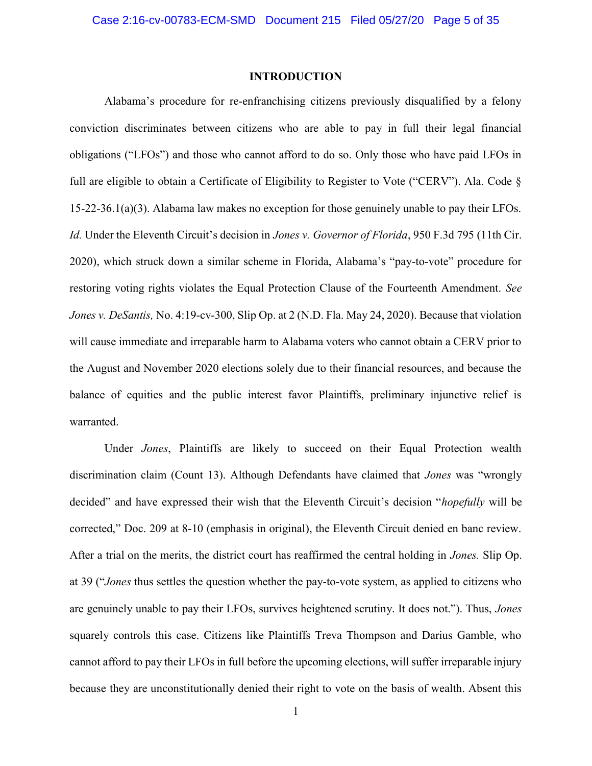## INTRODUCTION

Alabama's procedure for re-enfranchising citizens previously disqualified by a felony conviction discriminates between citizens who are able to pay in full their legal financial obligations ("LFOs") and those who cannot afford to do so. Only those who have paid LFOs in full are eligible to obtain a Certificate of Eligibility to Register to Vote ("CERV"). Ala. Code § 15-22-36.1(a)(3). Alabama law makes no exception for those genuinely unable to pay their LFOs. *Id.* Under the Eleventh Circuit's decision in *Jones v. Governor of Florida*, 950 F.3d 795 (11th Cir. 2020), which struck down a similar scheme in Florida, Alabama's "pay-to-vote" procedure for restoring voting rights violates the Equal Protection Clause of the Fourteenth Amendment. *See Jones v. DeSantis,* No. 4:19-cv-300, Slip Op. at 2 (N.D. Fla. May 24, 2020). Because that violation will cause immediate and irreparable harm to Alabama voters who cannot obtain a CERV prior to the August and November 2020 elections solely due to their financial resources, and because the balance of equities and the public interest favor Plaintiffs, preliminary injunctive relief is warranted.

Under *Jones*, Plaintiffs are likely to succeed on their Equal Protection wealth discrimination claim (Count 13). Although Defendants have claimed that *Jones* was "wrongly decided" and have expressed their wish that the Eleventh Circuit's decision "*hopefully* will be corrected," Doc. 209 at 8-10 (emphasis in original), the Eleventh Circuit denied en banc review. After a trial on the merits, the district court has reaffirmed the central holding in *Jones.* Slip Op. at 39 ("*Jones* thus settles the question whether the pay-to-vote system, as applied to citizens who are genuinely unable to pay their LFOs, survives heightened scrutiny. It does not."). Thus, *Jones* squarely controls this case. Citizens like Plaintiffs Treva Thompson and Darius Gamble, who cannot afford to pay their LFOs in full before the upcoming elections, will suffer irreparable injury because they are unconstitutionally denied their right to vote on the basis of wealth. Absent this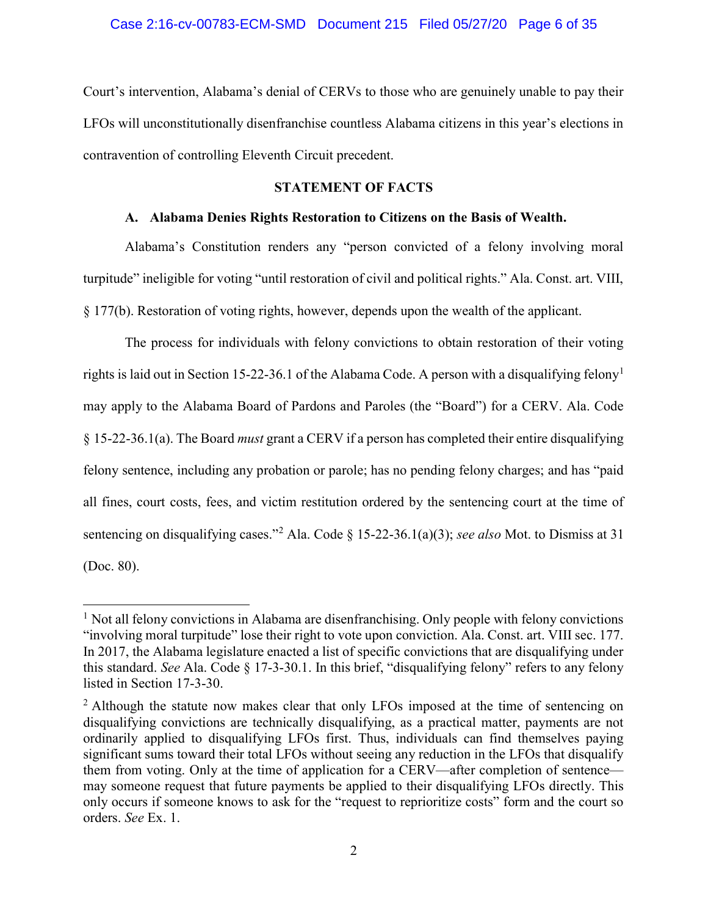Court's intervention, Alabama's denial of CERVs to those who are genuinely unable to pay their LFOs will unconstitutionally disenfranchise countless Alabama citizens in this year's elections in contravention of controlling Eleventh Circuit precedent.

## STATEMENT OF FACTS

### A. Alabama Denies Rights Restoration to Citizens on the Basis of Wealth.

Alabama's Constitution renders any "person convicted of a felony involving moral turpitude" ineligible for voting "until restoration of civil and political rights." Ala. Const. art. VIII, § 177(b). Restoration of voting rights, however, depends upon the wealth of the applicant.

The process for individuals with felony convictions to obtain restoration of their voting rights is laid out in Section 15-22-36.1 of the Alabama Code. A person with a disqualifying felony[1] may apply to the Alabama Board of Pardons and Paroles (the "Board") for a CERV. Ala. Code § 15-22-36.1(a). The Board *must* grant a CERV if a person has completed their entire disqualifying felony sentence, including any probation or parole; has no pending felony charges; and has "paid all fines, court costs, fees, and victim restitution ordered by the sentencing court at the time of sentencing on disqualifying cases."[2] Ala. Code § 15-22-36.1(a)(3); *see also* Mot. to Dismiss at 31 (Doc. 80).

---

[1] Not all felony convictions in Alabama are disenfranchising. Only people with felony convictions "involving moral turpitude" lose their right to vote upon conviction. Ala. Const. art. VIII sec. 177. In 2017, the Alabama legislature enacted a list of specific convictions that are disqualifying under this standard. *See* Ala. Code § 17-3-30.1. In this brief, "disqualifying felony" refers to any felony listed in Section 17-3-30.

[2] Although the statute now makes clear that only LFOs imposed at the time of sentencing on disqualifying convictions are technically disqualifying, as a practical matter, payments are not ordinarily applied to disqualifying LFOs first. Thus, individuals can find themselves paying significant sums toward their total LFOs without seeing any reduction in the LFOs that disqualify them from voting. Only at the time of application for a CERV—after completion of sentence—may someone request that future payments be applied to their disqualifying LFOs directly. This only occurs if someone knows to ask for the "request to reprioritize costs" form and the court so orders. *See* Ex. 1.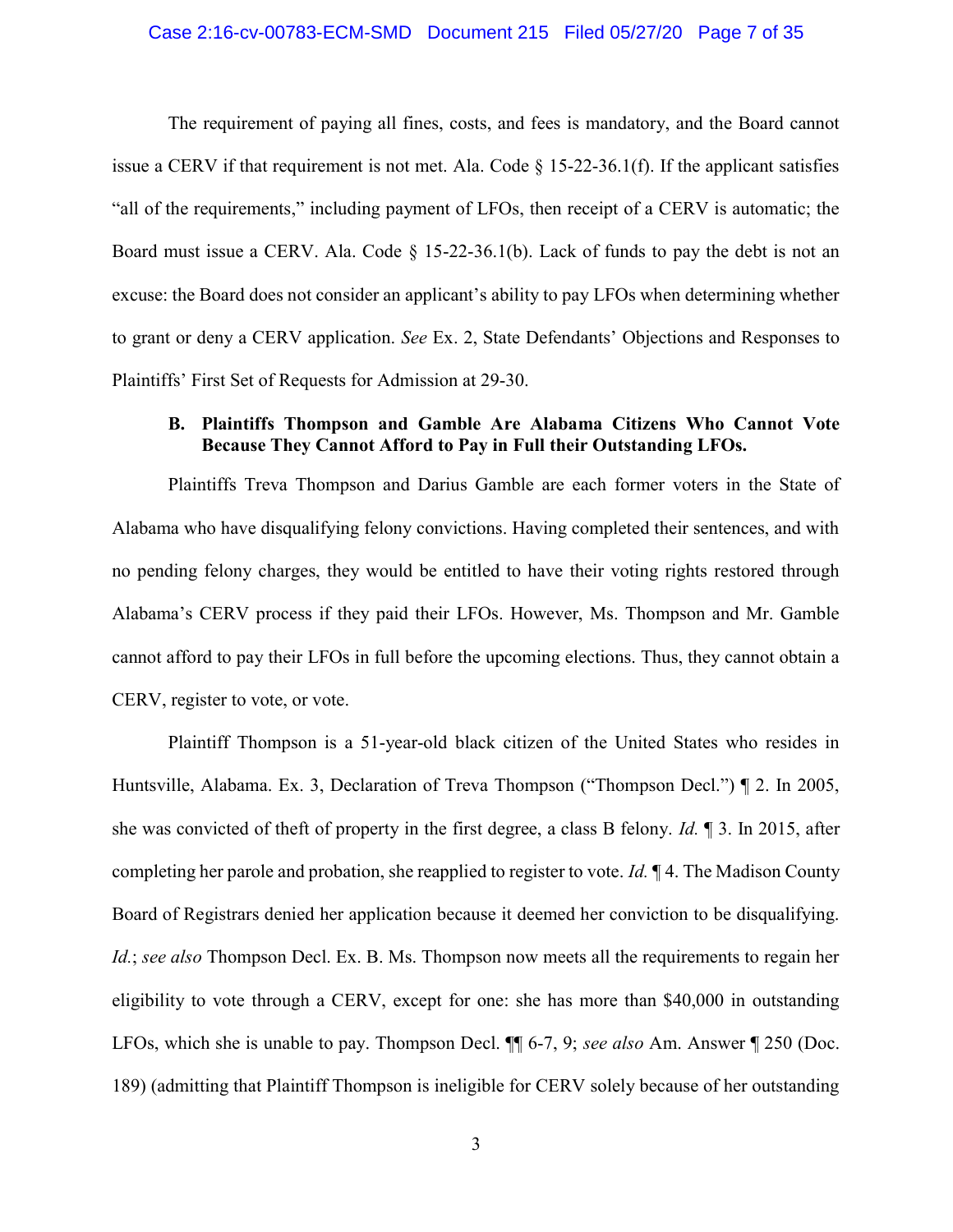The requirement of paying all fines, costs, and fees is mandatory, and the Board cannot issue a CERV if that requirement is not met. Ala. Code § 15-22-36.1(f). If the applicant satisfies "all of the requirements," including payment of LFOs, then receipt of a CERV is automatic; the Board must issue a CERV. Ala. Code § 15-22-36.1(b). Lack of funds to pay the debt is not an excuse: the Board does not consider an applicant's ability to pay LFOs when determining whether to grant or deny a CERV application. *See* Ex. 2, State Defendants' Objections and Responses to Plaintiffs' First Set of Requests for Admission at 29-30.

### B. Plaintiffs Thompson and Gamble Are Alabama Citizens Who Cannot Vote Because They Cannot Afford to Pay in Full their Outstanding LFOs.

Plaintiffs Treva Thompson and Darius Gamble are each former voters in the State of Alabama who have disqualifying felony convictions. Having completed their sentences, and with no pending felony charges, they would be entitled to have their voting rights restored through Alabama's CERV process if they paid their LFOs. However, Ms. Thompson and Mr. Gamble cannot afford to pay their LFOs in full before the upcoming elections. Thus, they cannot obtain a CERV, register to vote, or vote.

Plaintiff Thompson is a 51-year-old black citizen of the United States who resides in Huntsville, Alabama. Ex. 3, Declaration of Treva Thompson ("Thompson Decl.") ¶ 2. In 2005, she was convicted of theft of property in the first degree, a class B felony. *Id.* ¶ 3. In 2015, after completing her parole and probation, she reapplied to register to vote. *Id.* ¶ 4. The Madison County Board of Registrars denied her application because it deemed her conviction to be disqualifying. *Id.*; *see also* Thompson Decl. Ex. B. Ms. Thompson now meets all the requirements to regain her eligibility to vote through a CERV, except for one: she has more than $40,000 in outstanding LFOs, which she is unable to pay. Thompson Decl. ¶¶ 6-7, 9; *see also* Am. Answer ¶ 250 (Doc. 189) (admitting that Plaintiff Thompson is ineligible for CERV solely because of her outstanding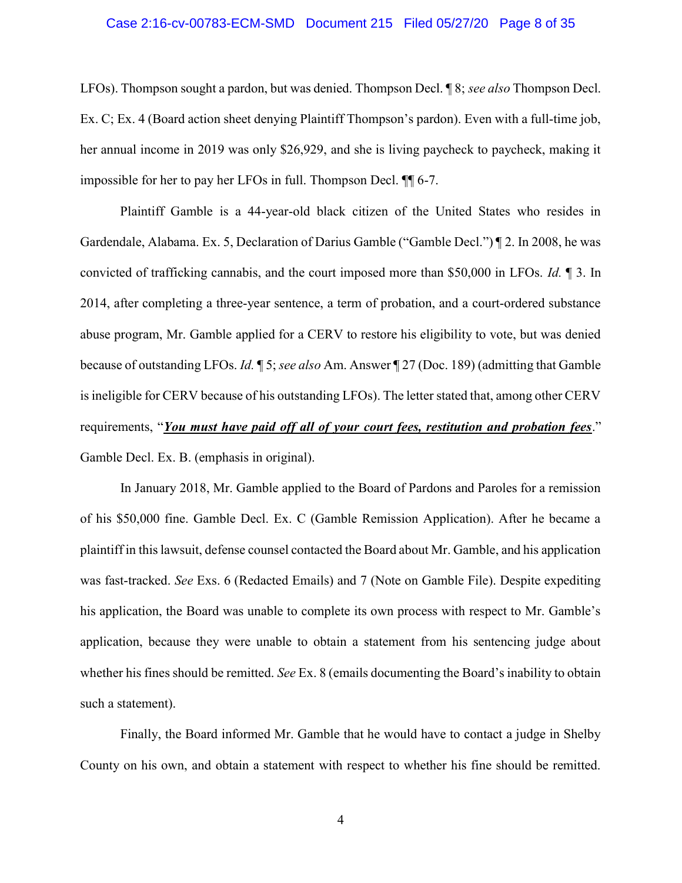LFOs). Thompson sought a pardon, but was denied. Thompson Decl. ¶ 8; *see also* Thompson Decl. Ex. C; Ex. 4 (Board action sheet denying Plaintiff Thompson's pardon). Even with a full-time job, her annual income in 2019 was only $26,929, and she is living paycheck to paycheck, making it impossible for her to pay her LFOs in full. Thompson Decl. ¶¶ 6-7.

Plaintiff Gamble is a 44-year-old black citizen of the United States who resides in Gardendale, Alabama. Ex. 5, Declaration of Darius Gamble ("Gamble Decl.") ¶ 2. In 2008, he was convicted of trafficking cannabis, and the court imposed more than $50,000 in LFOs. *Id.* ¶ 3. In 2014, after completing a three-year sentence, a term of probation, and a court-ordered substance abuse program, Mr. Gamble applied for a CERV to restore his eligibility to vote, but was denied because of outstanding LFOs. *Id.* ¶ 5; *see also* Am. Answer ¶ 27 (Doc. 189) (admitting that Gamble is ineligible for CERV because of his outstanding LFOs). The letter stated that, among other CERV requirements, "***<u>You must have paid off all of your court fees, restitution and probation fees</u>***." Gamble Decl. Ex. B. (emphasis in original).

In January 2018, Mr. Gamble applied to the Board of Pardons and Paroles for a remission of his $50,000 fine. Gamble Decl. Ex. C (Gamble Remission Application). After he became a plaintiff in this lawsuit, defense counsel contacted the Board about Mr. Gamble, and his application was fast-tracked. *See* Exs. 6 (Redacted Emails) and 7 (Note on Gamble File). Despite expediting his application, the Board was unable to complete its own process with respect to Mr. Gamble's application, because they were unable to obtain a statement from his sentencing judge about whether his fines should be remitted. *See* Ex. 8 (emails documenting the Board's inability to obtain such a statement).

Finally, the Board informed Mr. Gamble that he would have to contact a judge in Shelby County on his own, and obtain a statement with respect to whether his fine should be remitted.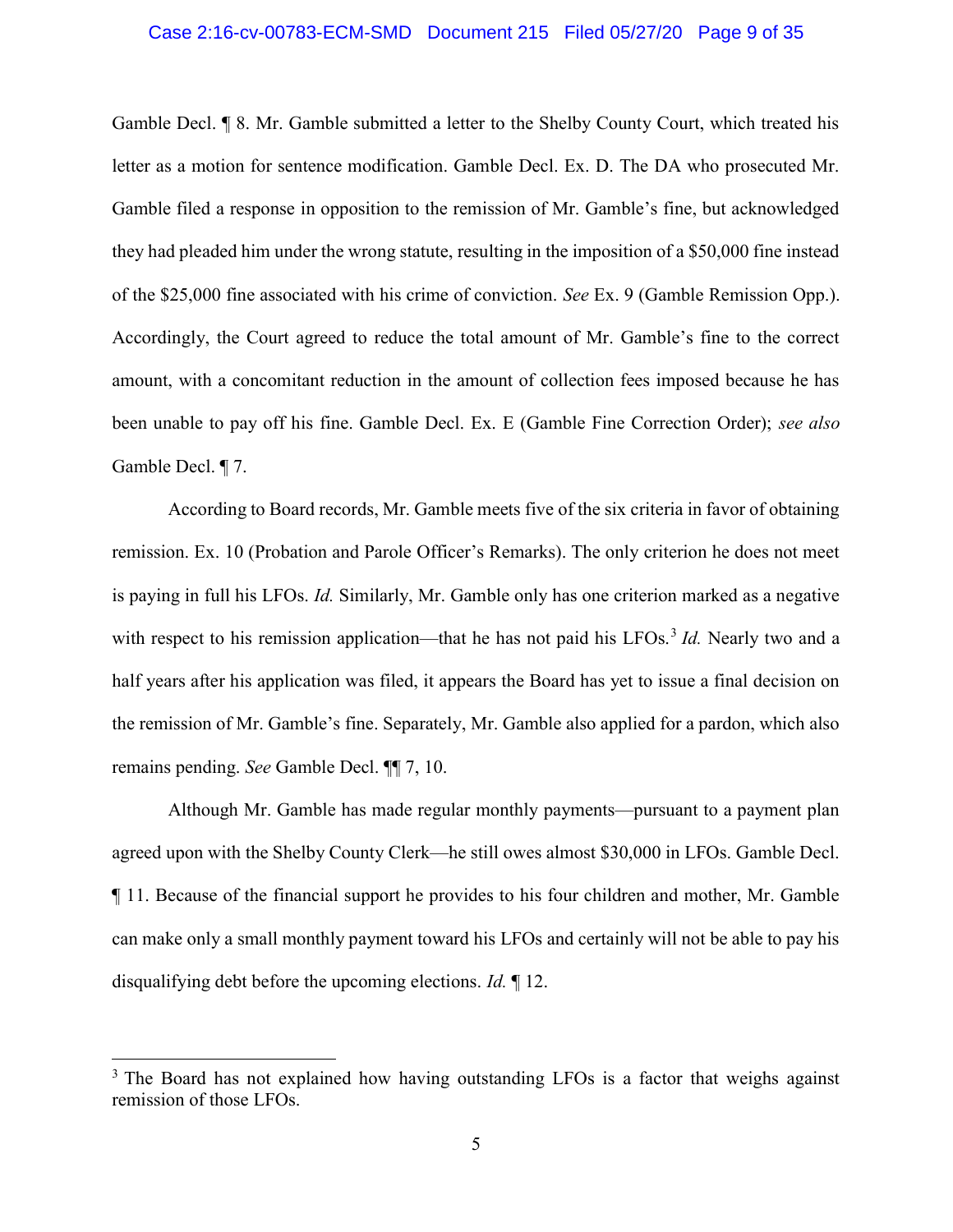Gamble Decl. ¶ 8. Mr. Gamble submitted a letter to the Shelby County Court, which treated his letter as a motion for sentence modification. Gamble Decl. Ex. D. The DA who prosecuted Mr. Gamble filed a response in opposition to the remission of Mr. Gamble's fine, but acknowledged they had pleaded him under the wrong statute, resulting in the imposition of a $50,000 fine instead of the $25,000 fine associated with his crime of conviction. *See* Ex. 9 (Gamble Remission Opp.). Accordingly, the Court agreed to reduce the total amount of Mr. Gamble's fine to the correct amount, with a concomitant reduction in the amount of collection fees imposed because he has been unable to pay off his fine. Gamble Decl. Ex. E (Gamble Fine Correction Order); *see also* Gamble Decl. ¶ 7.

According to Board records, Mr. Gamble meets five of the six criteria in favor of obtaining remission. Ex. 10 (Probation and Parole Officer's Remarks). The only criterion he does not meet is paying in full his LFOs. *Id.* Similarly, Mr. Gamble only has one criterion marked as a negative with respect to his remission application—that he has not paid his LFOs.[3] *Id.* Nearly two and a half years after his application was filed, it appears the Board has yet to issue a final decision on the remission of Mr. Gamble's fine. Separately, Mr. Gamble also applied for a pardon, which also remains pending. *See* Gamble Decl. ¶¶ 7, 10.

Although Mr. Gamble has made regular monthly payments—pursuant to a payment plan agreed upon with the Shelby County Clerk—he still owes almost $30,000 in LFOs. Gamble Decl. ¶ 11. Because of the financial support he provides to his four children and mother, Mr. Gamble can make only a small monthly payment toward his LFOs and certainly will not be able to pay his disqualifying debt before the upcoming elections. *Id.* ¶ 12.

---

[3] The Board has not explained how having outstanding LFOs is a factor that weighs against remission of those LFOs.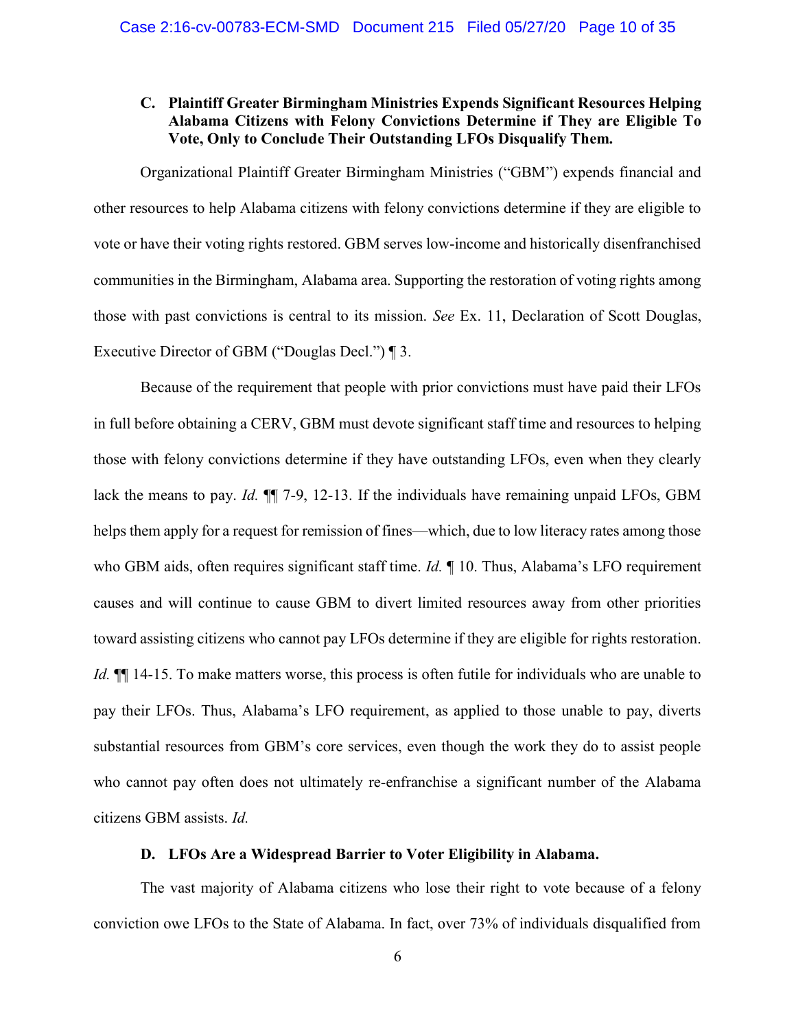### C. Plaintiff Greater Birmingham Ministries Expends Significant Resources Helping Alabama Citizens with Felony Convictions Determine if They are Eligible To Vote, Only to Conclude Their Outstanding LFOs Disqualify Them.

Organizational Plaintiff Greater Birmingham Ministries ("GBM") expends financial and other resources to help Alabama citizens with felony convictions determine if they are eligible to vote or have their voting rights restored. GBM serves low-income and historically disenfranchised communities in the Birmingham, Alabama area. Supporting the restoration of voting rights among those with past convictions is central to its mission. *See* Ex. 11, Declaration of Scott Douglas, Executive Director of GBM ("Douglas Decl.") ¶ 3.

Because of the requirement that people with prior convictions must have paid their LFOs in full before obtaining a CERV, GBM must devote significant staff time and resources to helping those with felony convictions determine if they have outstanding LFOs, even when they clearly lack the means to pay. *Id.* ¶¶ 7-9, 12-13. If the individuals have remaining unpaid LFOs, GBM helps them apply for a request for remission of fines—which, due to low literacy rates among those who GBM aids, often requires significant staff time. *Id.* ¶ 10. Thus, Alabama's LFO requirement causes and will continue to cause GBM to divert limited resources away from other priorities toward assisting citizens who cannot pay LFOs determine if they are eligible for rights restoration. *Id.* ¶¶ 14-15. To make matters worse, this process is often futile for individuals who are unable to pay their LFOs. Thus, Alabama's LFO requirement, as applied to those unable to pay, diverts substantial resources from GBM's core services, even though the work they do to assist people who cannot pay often does not ultimately re-enfranchise a significant number of the Alabama citizens GBM assists. *Id.*

### D. LFOs Are a Widespread Barrier to Voter Eligibility in Alabama.

The vast majority of Alabama citizens who lose their right to vote because of a felony conviction owe LFOs to the State of Alabama. In fact, over 73% of individuals disqualified from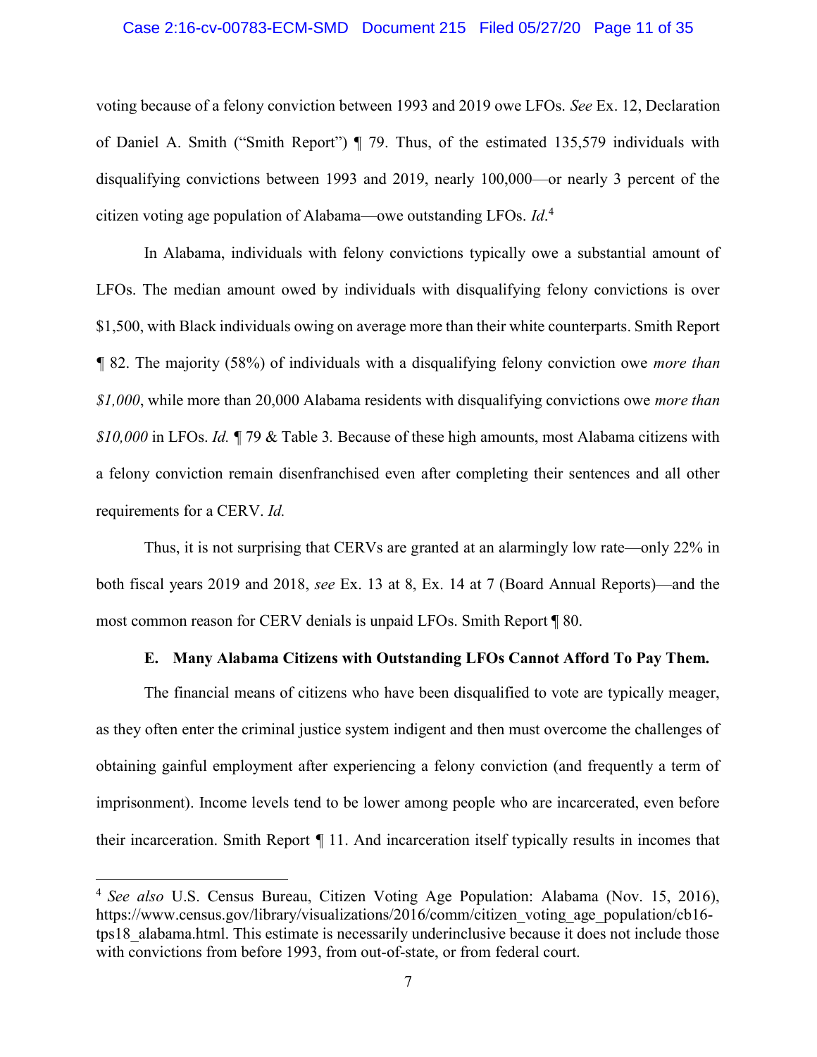voting because of a felony conviction between 1993 and 2019 owe LFOs. *See* Ex. 12, Declaration of Daniel A. Smith ("Smith Report") ¶ 79. Thus, of the estimated 135,579 individuals with disqualifying convictions between 1993 and 2019, nearly 100,000—or nearly 3 percent of the citizen voting age population of Alabama—owe outstanding LFOs. *Id*.[4]

In Alabama, individuals with felony convictions typically owe a substantial amount of LFOs. The median amount owed by individuals with disqualifying felony convictions is over $1,500, with Black individuals owing on average more than their white counterparts. Smith Report ¶ 82. The majority (58%) of individuals with a disqualifying felony conviction owe *more than $1,000*, while more than 20,000 Alabama residents with disqualifying convictions owe *more than $10,000* in LFOs. *Id.* ¶ 79 & Table 3*.* Because of these high amounts, most Alabama citizens with a felony conviction remain disenfranchised even after completing their sentences and all other requirements for a CERV. *Id.*

Thus, it is not surprising that CERVs are granted at an alarmingly low rate—only 22% in both fiscal years 2019 and 2018, *see* Ex. 13 at 8, Ex. 14 at 7 (Board Annual Reports)—and the most common reason for CERV denials is unpaid LFOs. Smith Report ¶ 80.

### E. Many Alabama Citizens with Outstanding LFOs Cannot Afford To Pay Them.

The financial means of citizens who have been disqualified to vote are typically meager, as they often enter the criminal justice system indigent and then must overcome the challenges of obtaining gainful employment after experiencing a felony conviction (and frequently a term of imprisonment). Income levels tend to be lower among people who are incarcerated, even before their incarceration. Smith Report ¶ 11. And incarceration itself typically results in incomes that

---

[4] *See also* U.S. Census Bureau, Citizen Voting Age Population: Alabama (Nov. 15, 2016), https://www.census.gov/library/visualizations/2016/comm/citizen_voting_age_population/cb16-tps18_alabama.html. This estimate is necessarily underinclusive because it does not include those with convictions from before 1993, from out-of-state, or from federal court.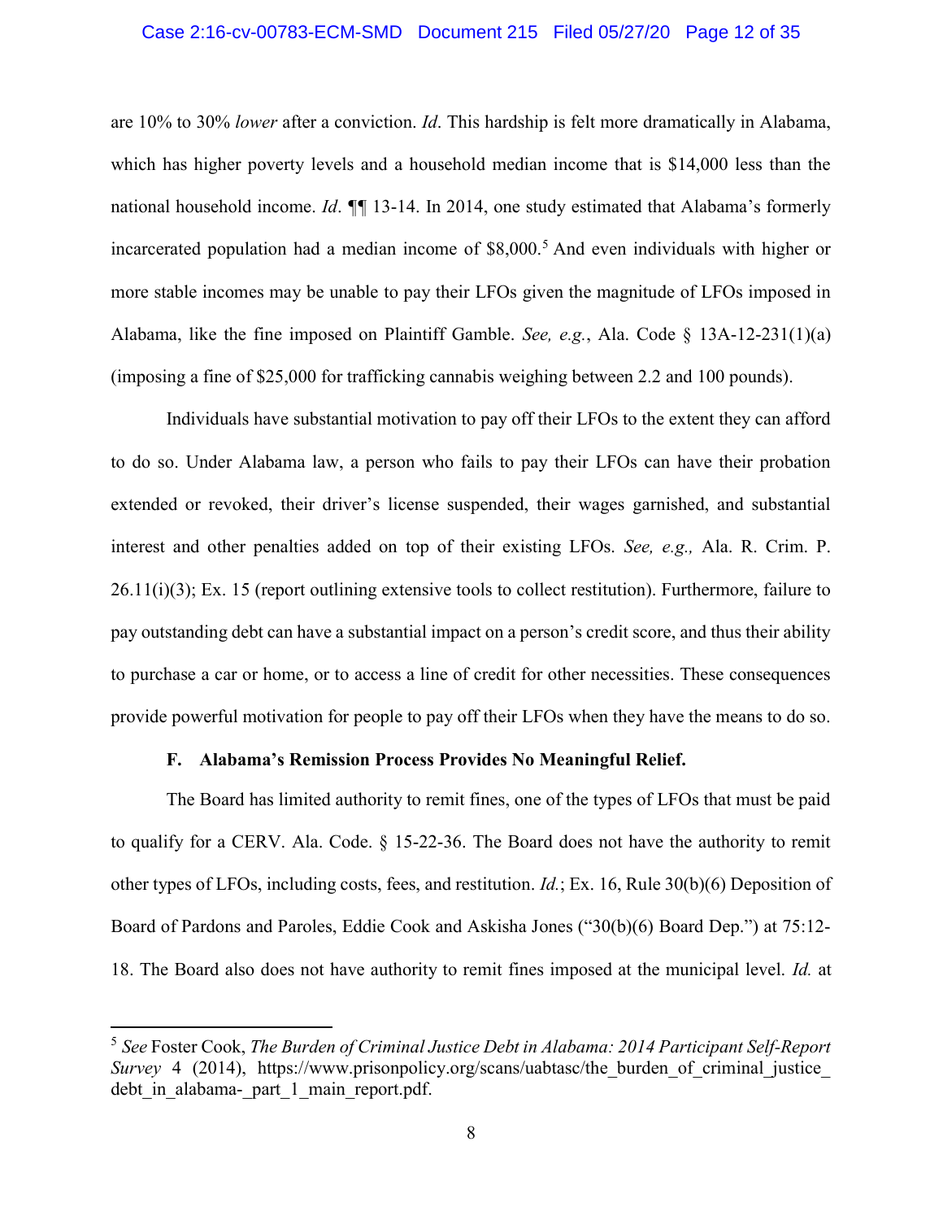are 10% to 30% *lower* after a conviction. *Id*. This hardship is felt more dramatically in Alabama, which has higher poverty levels and a household median income that is $14,000 less than the national household income. *Id*. ¶¶ 13-14. In 2014, one study estimated that Alabama's formerly incarcerated population had a median income of $8,000.[5] And even individuals with higher or more stable incomes may be unable to pay their LFOs given the magnitude of LFOs imposed in Alabama, like the fine imposed on Plaintiff Gamble. *See, e.g.*, Ala. Code § 13A-12-231(1)(a) (imposing a fine of $25,000 for trafficking cannabis weighing between 2.2 and 100 pounds).

Individuals have substantial motivation to pay off their LFOs to the extent they can afford to do so. Under Alabama law, a person who fails to pay their LFOs can have their probation extended or revoked, their driver's license suspended, their wages garnished, and substantial interest and other penalties added on top of their existing LFOs. *See, e.g.,* Ala. R. Crim. P. 26.11(i)(3); Ex. 15 (report outlining extensive tools to collect restitution). Furthermore, failure to pay outstanding debt can have a substantial impact on a person's credit score, and thus their ability to purchase a car or home, or to access a line of credit for other necessities. These consequences provide powerful motivation for people to pay off their LFOs when they have the means to do so.

### F. Alabama's Remission Process Provides No Meaningful Relief.

The Board has limited authority to remit fines, one of the types of LFOs that must be paid to qualify for a CERV. Ala. Code. § 15-22-36. The Board does not have the authority to remit other types of LFOs, including costs, fees, and restitution. *Id.*; Ex. 16, Rule 30(b)(6) Deposition of Board of Pardons and Paroles, Eddie Cook and Askisha Jones ("30(b)(6) Board Dep.") at 75:12-18. The Board also does not have authority to remit fines imposed at the municipal level. *Id.* at

---

[5] *See* Foster Cook, *The Burden of Criminal Justice Debt in Alabama: 2014 Participant Self-Report Survey* 4 (2014), https://www.prisonpolicy.org/scans/uabtasc/the_burden_of_criminal_justice_debt_in_alabama-_part_1_main_report.pdf.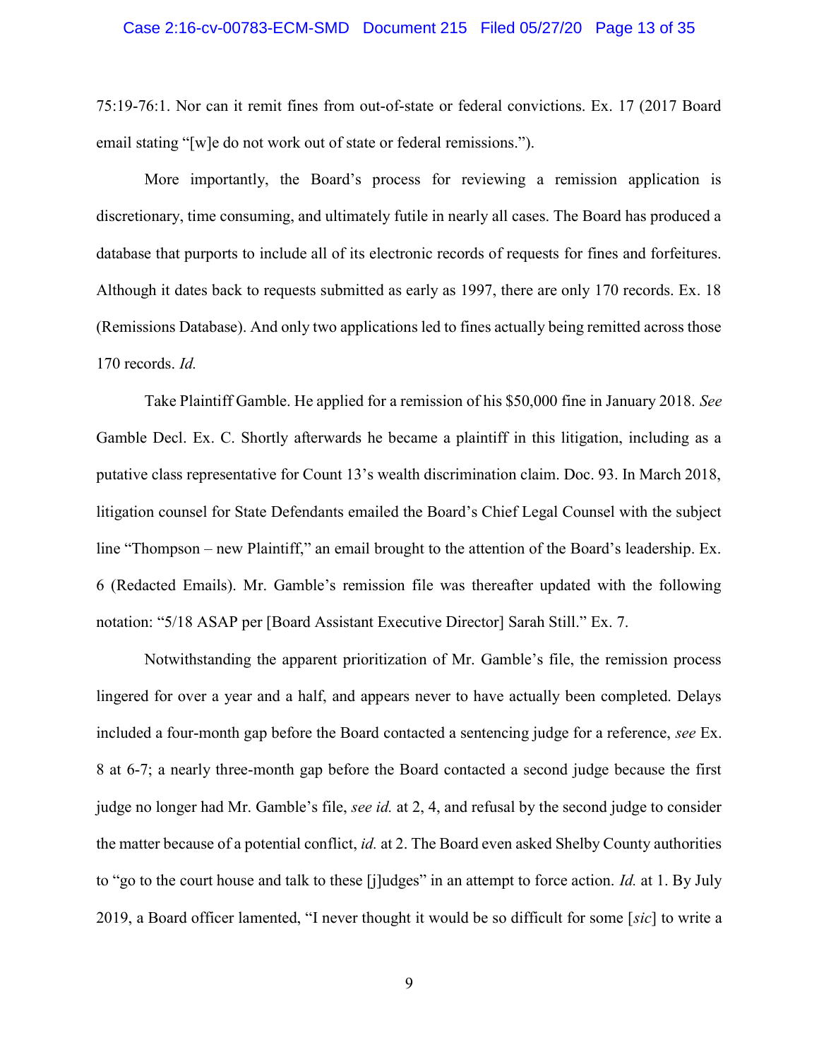75:19-76:1. Nor can it remit fines from out-of-state or federal convictions. Ex. 17 (2017 Board email stating "[w]e do not work out of state or federal remissions.").

More importantly, the Board's process for reviewing a remission application is discretionary, time consuming, and ultimately futile in nearly all cases. The Board has produced a database that purports to include all of its electronic records of requests for fines and forfeitures. Although it dates back to requests submitted as early as 1997, there are only 170 records. Ex. 18 (Remissions Database). And only two applications led to fines actually being remitted across those 170 records. *Id.*

Take Plaintiff Gamble. He applied for a remission of his $50,000 fine in January 2018. *See* Gamble Decl. Ex. C. Shortly afterwards he became a plaintiff in this litigation, including as a putative class representative for Count 13's wealth discrimination claim. Doc. 93. In March 2018, litigation counsel for State Defendants emailed the Board's Chief Legal Counsel with the subject line "Thompson – new Plaintiff," an email brought to the attention of the Board's leadership. Ex. 6 (Redacted Emails). Mr. Gamble's remission file was thereafter updated with the following notation: "5/18 ASAP per [Board Assistant Executive Director] Sarah Still." Ex. 7.

Notwithstanding the apparent prioritization of Mr. Gamble's file, the remission process lingered for over a year and a half, and appears never to have actually been completed. Delays included a four-month gap before the Board contacted a sentencing judge for a reference, *see* Ex. 8 at 6-7; a nearly three-month gap before the Board contacted a second judge because the first judge no longer had Mr. Gamble's file, *see id.* at 2, 4, and refusal by the second judge to consider the matter because of a potential conflict, *id.* at 2. The Board even asked Shelby County authorities to "go to the court house and talk to these [j]udges" in an attempt to force action. *Id.* at 1. By July 2019, a Board officer lamented, "I never thought it would be so difficult for some [*sic*] to write a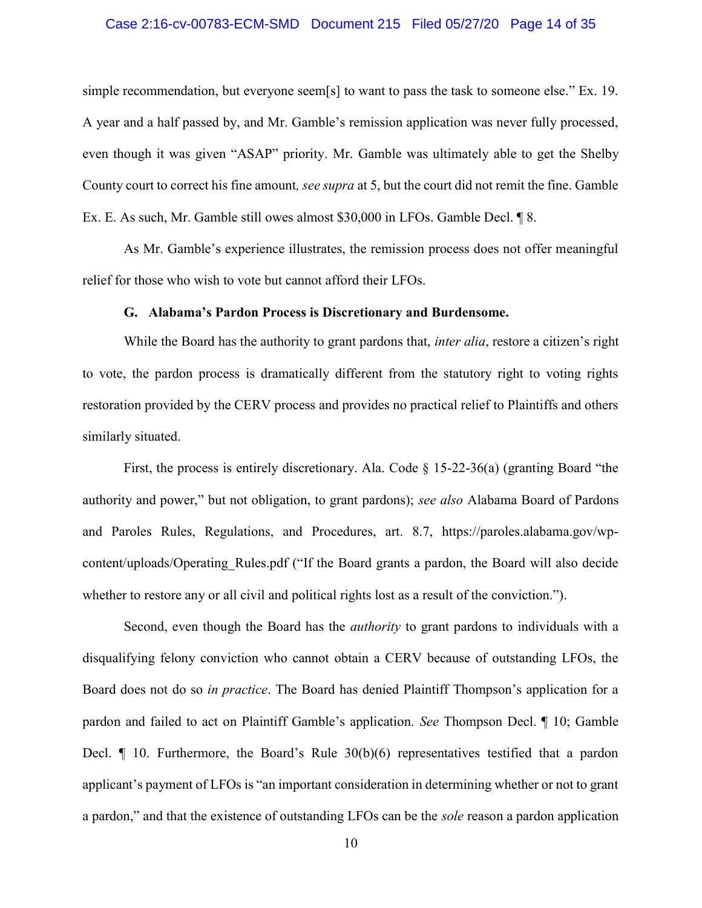simple recommendation, but everyone seem[s] to want to pass the task to someone else." Ex. 19. A year and a half passed by, and Mr. Gamble's remission application was never fully processed, even though it was given "ASAP" priority. Mr. Gamble was ultimately able to get the Shelby County court to correct his fine amount*, see supra* at 5, but the court did not remit the fine. Gamble Ex. E. As such, Mr. Gamble still owes almost $30,000 in LFOs. Gamble Decl. ¶ 8.

As Mr. Gamble's experience illustrates, the remission process does not offer meaningful relief for those who wish to vote but cannot afford their LFOs.

### G. Alabama's Pardon Process is Discretionary and Burdensome.

While the Board has the authority to grant pardons that, *inter alia*, restore a citizen's right to vote, the pardon process is dramatically different from the statutory right to voting rights restoration provided by the CERV process and provides no practical relief to Plaintiffs and others similarly situated.

First, the process is entirely discretionary. Ala. Code § 15-22-36(a) (granting Board "the authority and power," but not obligation, to grant pardons); *see also* Alabama Board of Pardons and Paroles Rules, Regulations, and Procedures, art. 8.7, https://paroles.alabama.gov/wp-content/uploads/Operating_Rules.pdf ("If the Board grants a pardon, the Board will also decide whether to restore any or all civil and political rights lost as a result of the conviction.").

Second, even though the Board has the *authority* to grant pardons to individuals with a disqualifying felony conviction who cannot obtain a CERV because of outstanding LFOs, the Board does not do so *in practice*. The Board has denied Plaintiff Thompson's application for a pardon and failed to act on Plaintiff Gamble's application. *See* Thompson Decl. ¶ 10; Gamble Decl. ¶ 10. Furthermore, the Board's Rule 30(b)(6) representatives testified that a pardon applicant's payment of LFOs is "an important consideration in determining whether or not to grant a pardon," and that the existence of outstanding LFOs can be the *sole* reason a pardon application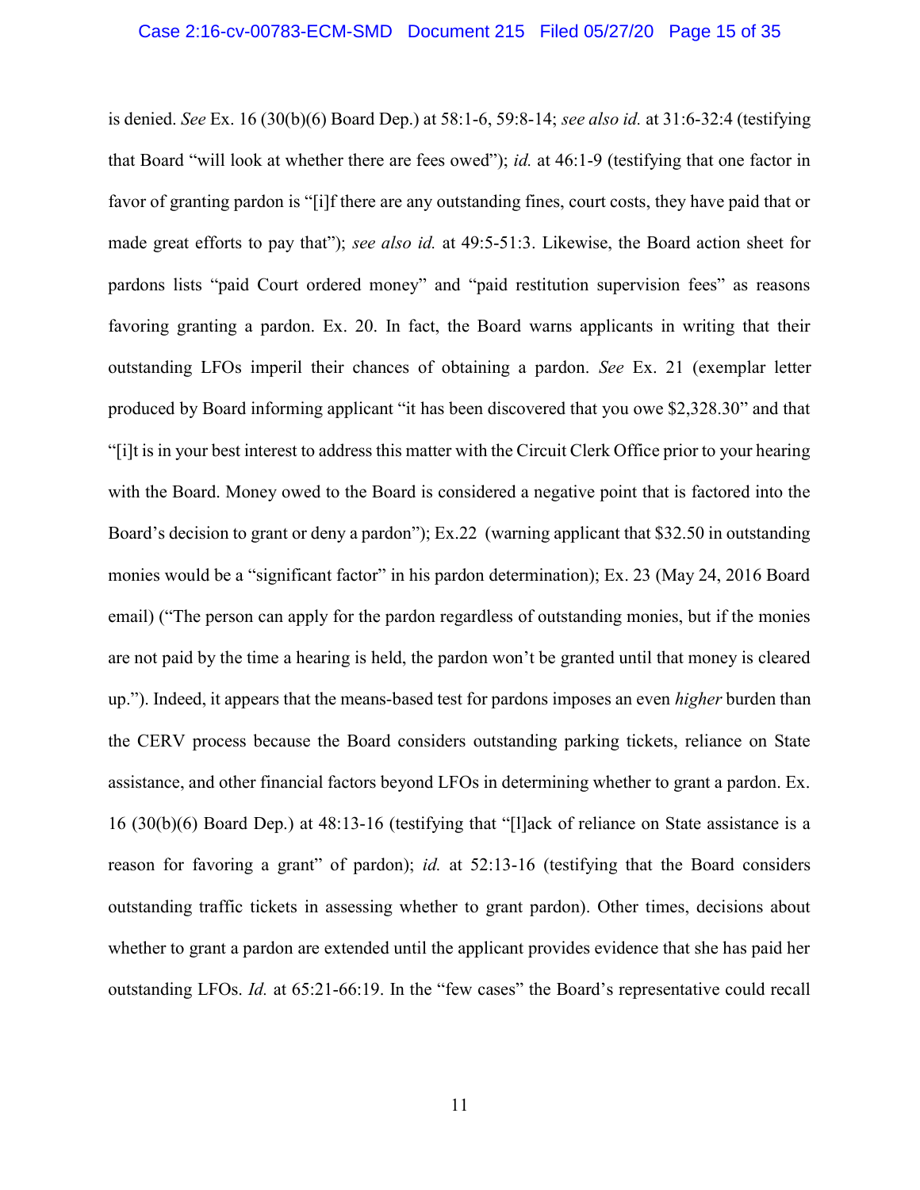is denied. *See* Ex. 16 (30(b)(6) Board Dep.) at 58:1-6, 59:8-14; *see also id.* at 31:6-32:4 (testifying that Board "will look at whether there are fees owed"); *id.* at 46:1-9 (testifying that one factor in favor of granting pardon is "[i]f there are any outstanding fines, court costs, they have paid that or made great efforts to pay that"); *see also id.* at 49:5-51:3. Likewise, the Board action sheet for pardons lists "paid Court ordered money" and "paid restitution supervision fees" as reasons favoring granting a pardon. Ex. 20. In fact, the Board warns applicants in writing that their outstanding LFOs imperil their chances of obtaining a pardon. *See* Ex. 21 (exemplar letter produced by Board informing applicant "it has been discovered that you owe $2,328.30" and that "[i]t is in your best interest to address this matter with the Circuit Clerk Office prior to your hearing with the Board. Money owed to the Board is considered a negative point that is factored into the Board's decision to grant or deny a pardon"); Ex.22 (warning applicant that $32.50 in outstanding monies would be a "significant factor" in his pardon determination); Ex. 23 (May 24, 2016 Board email) ("The person can apply for the pardon regardless of outstanding monies, but if the monies are not paid by the time a hearing is held, the pardon won't be granted until that money is cleared up."). Indeed, it appears that the means-based test for pardons imposes an even *higher* burden than the CERV process because the Board considers outstanding parking tickets, reliance on State assistance, and other financial factors beyond LFOs in determining whether to grant a pardon. Ex. 16 (30(b)(6) Board Dep.) at 48:13-16 (testifying that "[l]ack of reliance on State assistance is a reason for favoring a grant" of pardon); *id.* at 52:13-16 (testifying that the Board considers outstanding traffic tickets in assessing whether to grant pardon). Other times, decisions about whether to grant a pardon are extended until the applicant provides evidence that she has paid her outstanding LFOs. *Id.* at 65:21-66:19. In the "few cases" the Board's representative could recall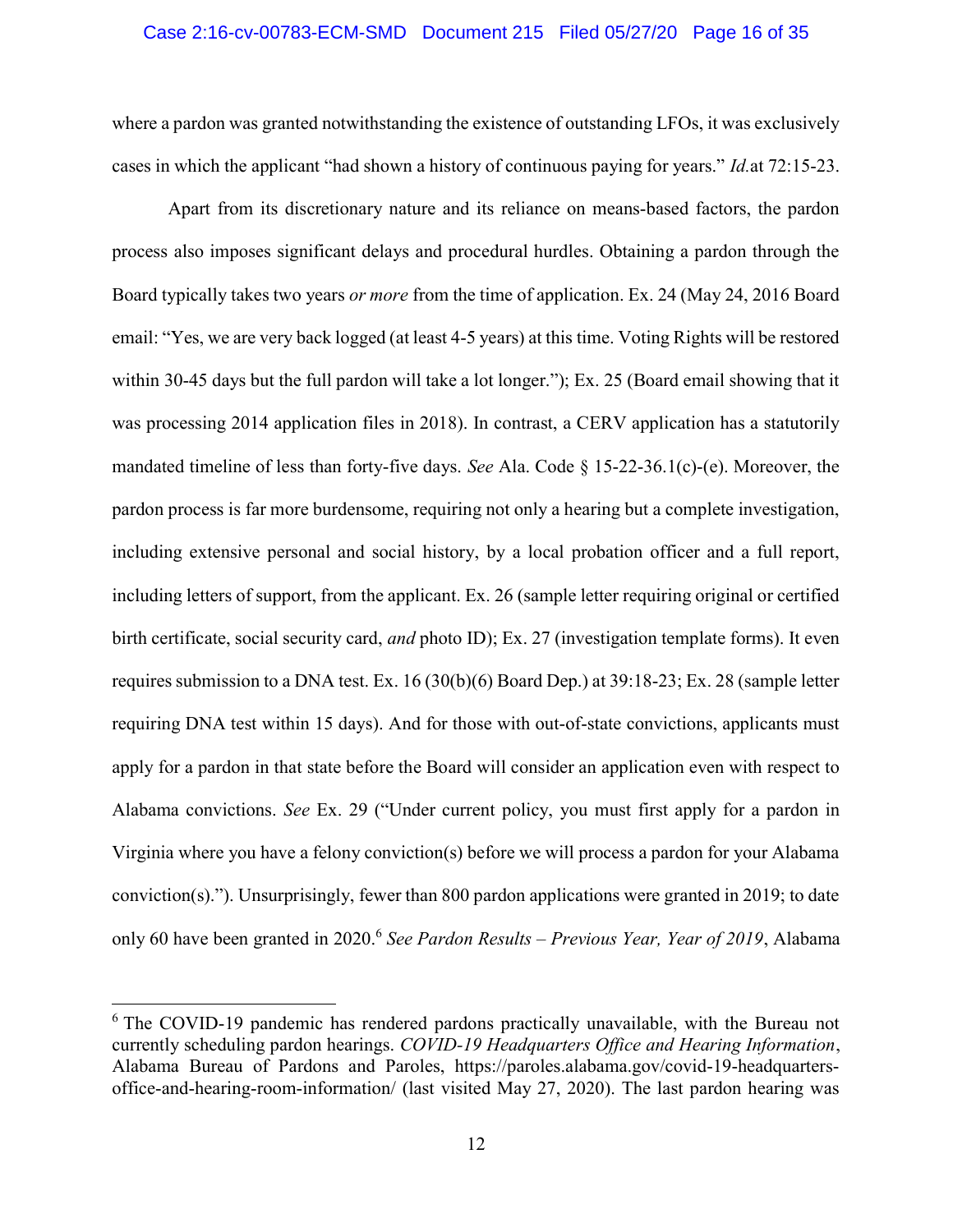where a pardon was granted notwithstanding the existence of outstanding LFOs, it was exclusively cases in which the applicant "had shown a history of continuous paying for years." *Id.*at 72:15-23.

Apart from its discretionary nature and its reliance on means-based factors, the pardon process also imposes significant delays and procedural hurdles. Obtaining a pardon through the Board typically takes two years *or more* from the time of application. Ex. 24 (May 24, 2016 Board email: "Yes, we are very back logged (at least 4-5 years) at this time. Voting Rights will be restored within 30-45 days but the full pardon will take a lot longer."); Ex. 25 (Board email showing that it was processing 2014 application files in 2018). In contrast, a CERV application has a statutorily mandated timeline of less than forty-five days. *See* Ala. Code § 15-22-36.1(c)-(e). Moreover, the pardon process is far more burdensome, requiring not only a hearing but a complete investigation, including extensive personal and social history, by a local probation officer and a full report, including letters of support, from the applicant. Ex. 26 (sample letter requiring original or certified birth certificate, social security card, *and* photo ID); Ex. 27 (investigation template forms). It even requires submission to a DNA test. Ex. 16 (30(b)(6) Board Dep.) at 39:18-23; Ex. 28 (sample letter requiring DNA test within 15 days). And for those with out-of-state convictions, applicants must apply for a pardon in that state before the Board will consider an application even with respect to Alabama convictions. *See* Ex. 29 ("Under current policy, you must first apply for a pardon in Virginia where you have a felony conviction(s) before we will process a pardon for your Alabama conviction(s)."). Unsurprisingly, fewer than 800 pardon applications were granted in 2019; to date only 60 have been granted in 2020.[6] *See Pardon Results – Previous Year, Year of 2019*, Alabama

---

[6] The COVID-19 pandemic has rendered pardons practically unavailable, with the Bureau not currently scheduling pardon hearings. *COVID-19 Headquarters Office and Hearing Information*, Alabama Bureau of Pardons and Paroles, https://paroles.alabama.gov/covid-19-headquarters-office-and-hearing-room-information/ (last visited May 27, 2020). The last pardon hearing was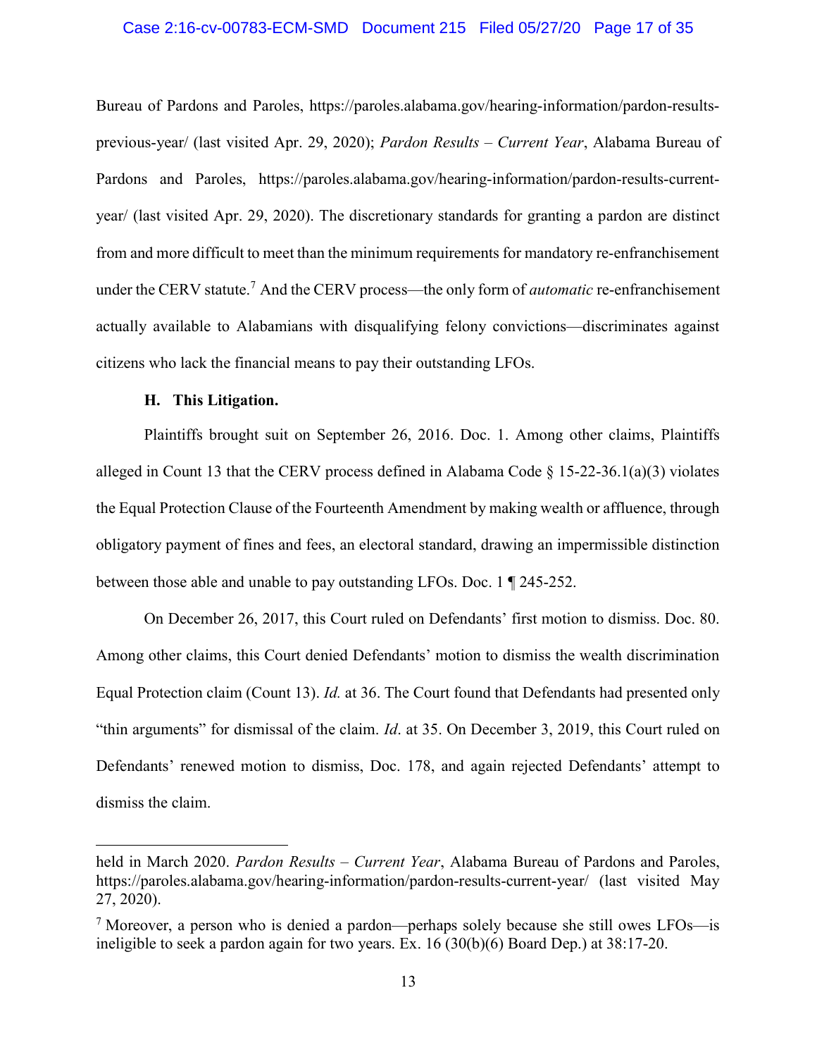Bureau of Pardons and Paroles, https://paroles.alabama.gov/hearing-information/pardon-results-previous-year/ (last visited Apr. 29, 2020); *Pardon Results – Current Year*, Alabama Bureau of Pardons and Paroles, https://paroles.alabama.gov/hearing-information/pardon-results-current-year/ (last visited Apr. 29, 2020). The discretionary standards for granting a pardon are distinct from and more difficult to meet than the minimum requirements for mandatory re-enfranchisement under the CERV statute.[7] And the CERV process—the only form of *automatic* re-enfranchisement actually available to Alabamians with disqualifying felony convictions—discriminates against citizens who lack the financial means to pay their outstanding LFOs.

### H. This Litigation.

Plaintiffs brought suit on September 26, 2016. Doc. 1. Among other claims, Plaintiffs alleged in Count 13 that the CERV process defined in Alabama Code § 15-22-36.1(a)(3) violates the Equal Protection Clause of the Fourteenth Amendment by making wealth or affluence, through obligatory payment of fines and fees, an electoral standard, drawing an impermissible distinction between those able and unable to pay outstanding LFOs. Doc. 1 ¶ 245-252.

On December 26, 2017, this Court ruled on Defendants' first motion to dismiss. Doc. 80. Among other claims, this Court denied Defendants' motion to dismiss the wealth discrimination Equal Protection claim (Count 13). *Id.* at 36. The Court found that Defendants had presented only "thin arguments" for dismissal of the claim. *Id*. at 35. On December 3, 2019, this Court ruled on Defendants' renewed motion to dismiss, Doc. 178, and again rejected Defendants' attempt to dismiss the claim.

---

held in March 2020. *Pardon Results – Current Year*, Alabama Bureau of Pardons and Paroles, https://paroles.alabama.gov/hearing-information/pardon-results-current-year/ (last visited May 27, 2020).

[7] Moreover, a person who is denied a pardon—perhaps solely because she still owes LFOs—is ineligible to seek a pardon again for two years. Ex. 16 (30(b)(6) Board Dep.) at 38:17-20.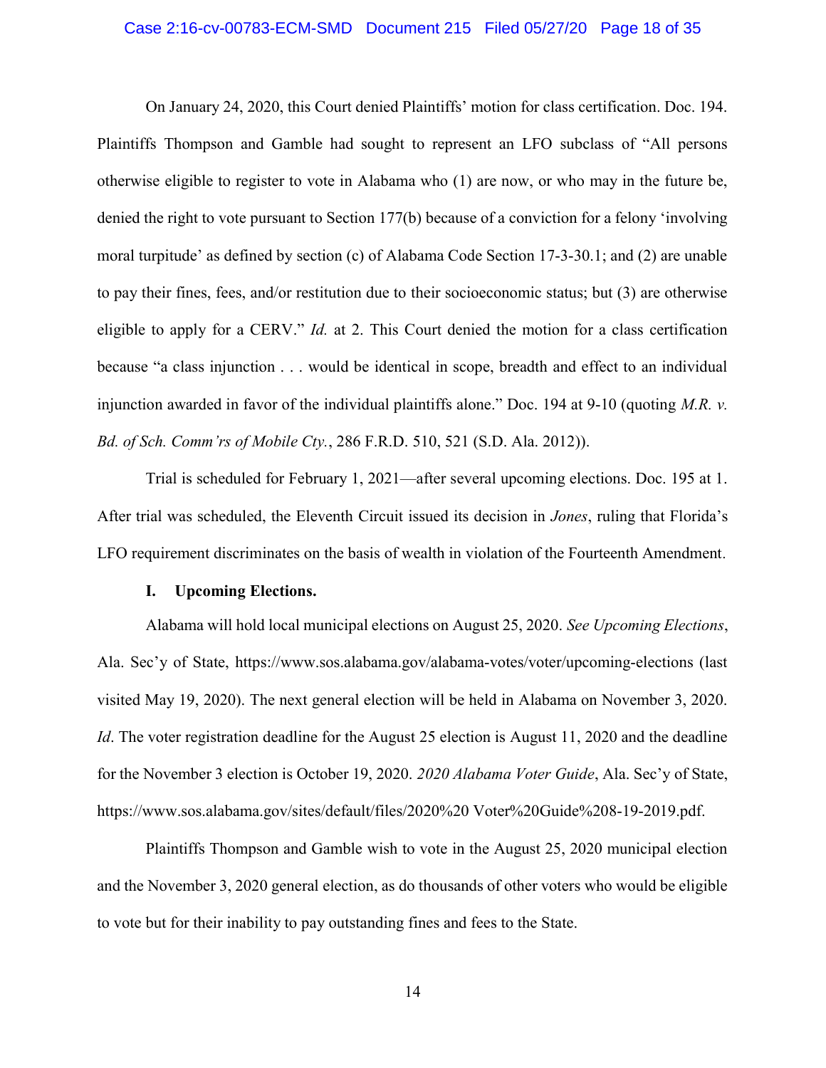On January 24, 2020, this Court denied Plaintiffs' motion for class certification. Doc. 194. Plaintiffs Thompson and Gamble had sought to represent an LFO subclass of "All persons otherwise eligible to register to vote in Alabama who (1) are now, or who may in the future be, denied the right to vote pursuant to Section 177(b) because of a conviction for a felony 'involving moral turpitude' as defined by section (c) of Alabama Code Section 17-3-30.1; and (2) are unable to pay their fines, fees, and/or restitution due to their socioeconomic status; but (3) are otherwise eligible to apply for a CERV." *Id.* at 2. This Court denied the motion for a class certification because "a class injunction . . . would be identical in scope, breadth and effect to an individual injunction awarded in favor of the individual plaintiffs alone." Doc. 194 at 9-10 (quoting *M.R. v. Bd. of Sch. Comm'rs of Mobile Cty.*, 286 F.R.D. 510, 521 (S.D. Ala. 2012)).

Trial is scheduled for February 1, 2021—after several upcoming elections. Doc. 195 at 1. After trial was scheduled, the Eleventh Circuit issued its decision in *Jones*, ruling that Florida's LFO requirement discriminates on the basis of wealth in violation of the Fourteenth Amendment.

## I. Upcoming Elections.

Alabama will hold local municipal elections on August 25, 2020. *See Upcoming Elections*, Ala. Sec'y of State, https://www.sos.alabama.gov/alabama-votes/voter/upcoming-elections (last visited May 19, 2020). The next general election will be held in Alabama on November 3, 2020. *Id*. The voter registration deadline for the August 25 election is August 11, 2020 and the deadline for the November 3 election is October 19, 2020. *2020 Alabama Voter Guide*, Ala. Sec'y of State, https://www.sos.alabama.gov/sites/default/files/2020%20 Voter%20Guide%208-19-2019.pdf.

Plaintiffs Thompson and Gamble wish to vote in the August 25, 2020 municipal election and the November 3, 2020 general election, as do thousands of other voters who would be eligible to vote but for their inability to pay outstanding fines and fees to the State.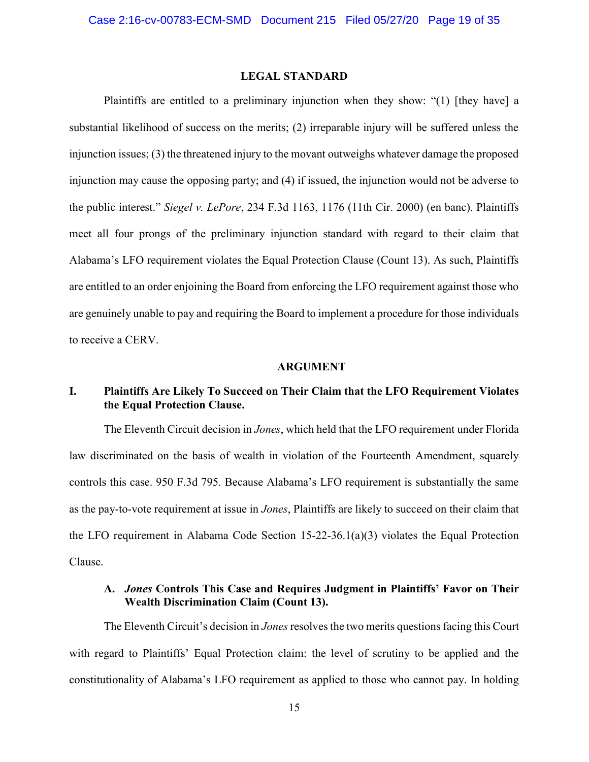## LEGAL STANDARD

Plaintiffs are entitled to a preliminary injunction when they show: "(1) [they have] a substantial likelihood of success on the merits; (2) irreparable injury will be suffered unless the injunction issues; (3) the threatened injury to the movant outweighs whatever damage the proposed injunction may cause the opposing party; and (4) if issued, the injunction would not be adverse to the public interest." *Siegel v. LePore*, 234 F.3d 1163, 1176 (11th Cir. 2000) (en banc). Plaintiffs meet all four prongs of the preliminary injunction standard with regard to their claim that Alabama's LFO requirement violates the Equal Protection Clause (Count 13). As such, Plaintiffs are entitled to an order enjoining the Board from enforcing the LFO requirement against those who are genuinely unable to pay and requiring the Board to implement a procedure for those individuals to receive a CERV.

## ARGUMENT

### I. Plaintiffs Are Likely To Succeed on Their Claim that the LFO Requirement Violates the Equal Protection Clause.

The Eleventh Circuit decision in *Jones*, which held that the LFO requirement under Florida law discriminated on the basis of wealth in violation of the Fourteenth Amendment, squarely controls this case. 950 F.3d 795. Because Alabama's LFO requirement is substantially the same as the pay-to-vote requirement at issue in *Jones*, Plaintiffs are likely to succeed on their claim that the LFO requirement in Alabama Code Section 15-22-36.1(a)(3) violates the Equal Protection Clause.

#### A. *Jones* Controls This Case and Requires Judgment in Plaintiffs' Favor on Their Wealth Discrimination Claim (Count 13).

The Eleventh Circuit's decision in *Jones* resolves the two merits questions facing this Court with regard to Plaintiffs' Equal Protection claim: the level of scrutiny to be applied and the constitutionality of Alabama's LFO requirement as applied to those who cannot pay. In holding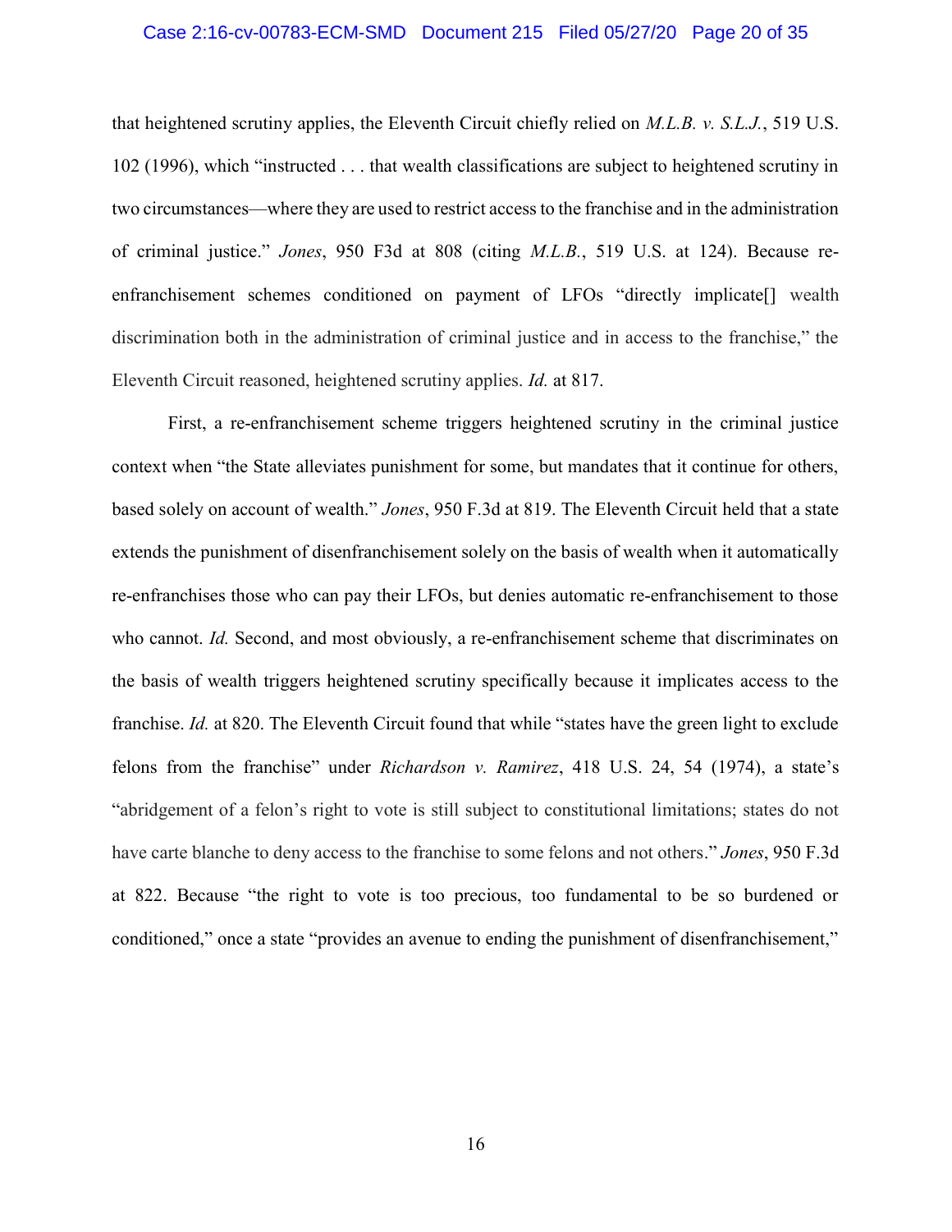that heightened scrutiny applies, the Eleventh Circuit chiefly relied on *M.L.B. v. S.L.J.*, 519 U.S. 102 (1996), which "instructed . . . that wealth classifications are subject to heightened scrutiny in two circumstances—where they are used to restrict access to the franchise and in the administration of criminal justice." *Jones*, 950 F3d at 808 (citing *M.L.B.*, 519 U.S. at 124). Because re-enfranchisement schemes conditioned on payment of LFOs "directly implicate[] wealth discrimination both in the administration of criminal justice and in access to the franchise," the Eleventh Circuit reasoned, heightened scrutiny applies. *Id.* at 817.

First, a re-enfranchisement scheme triggers heightened scrutiny in the criminal justice context when "the State alleviates punishment for some, but mandates that it continue for others, based solely on account of wealth." *Jones*, 950 F.3d at 819. The Eleventh Circuit held that a state extends the punishment of disenfranchisement solely on the basis of wealth when it automatically re-enfranchises those who can pay their LFOs, but denies automatic re-enfranchisement to those who cannot. *Id.* Second, and most obviously, a re-enfranchisement scheme that discriminates on the basis of wealth triggers heightened scrutiny specifically because it implicates access to the franchise. *Id.* at 820. The Eleventh Circuit found that while "states have the green light to exclude felons from the franchise" under *Richardson v. Ramirez*, 418 U.S. 24, 54 (1974), a state's "abridgement of a felon's right to vote is still subject to constitutional limitations; states do not have carte blanche to deny access to the franchise to some felons and not others." *Jones*, 950 F.3d at 822. Because "the right to vote is too precious, too fundamental to be so burdened or conditioned," once a state "provides an avenue to ending the punishment of disenfranchisement,"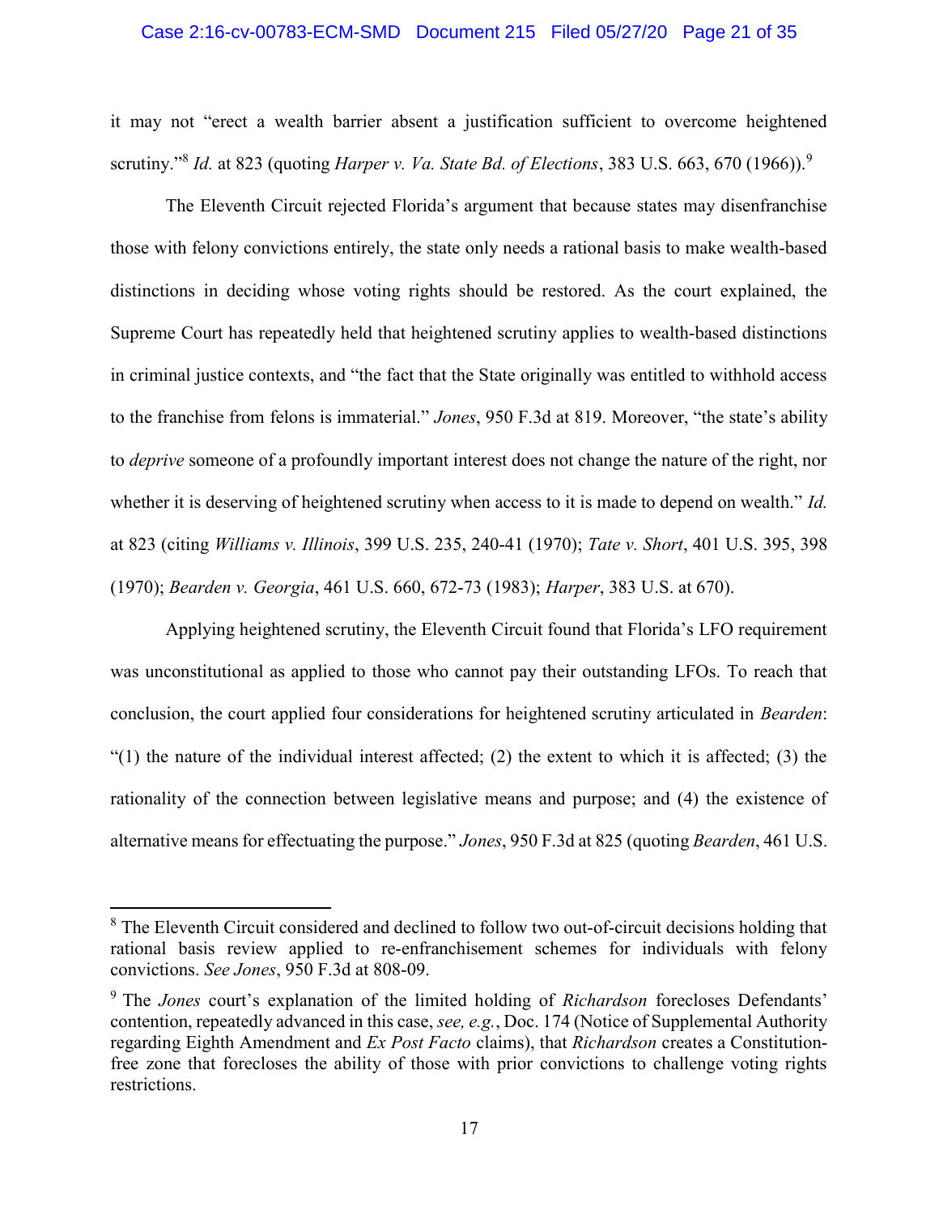it may not "erect a wealth barrier absent a justification sufficient to overcome heightened scrutiny."[8] *Id.* at 823 (quoting *Harper v. Va. State Bd. of Elections*, 383 U.S. 663, 670 (1966)).[9]

The Eleventh Circuit rejected Florida's argument that because states may disenfranchise those with felony convictions entirely, the state only needs a rational basis to make wealth-based distinctions in deciding whose voting rights should be restored. As the court explained, the Supreme Court has repeatedly held that heightened scrutiny applies to wealth-based distinctions in criminal justice contexts, and "the fact that the State originally was entitled to withhold access to the franchise from felons is immaterial." *Jones*, 950 F.3d at 819. Moreover, "the state's ability to *deprive* someone of a profoundly important interest does not change the nature of the right, nor whether it is deserving of heightened scrutiny when access to it is made to depend on wealth." *Id.* at 823 (citing *Williams v. Illinois*, 399 U.S. 235, 240-41 (1970); *Tate v. Short*, 401 U.S. 395, 398 (1970); *Bearden v. Georgia*, 461 U.S. 660, 672-73 (1983); *Harper*, 383 U.S. at 670).

Applying heightened scrutiny, the Eleventh Circuit found that Florida's LFO requirement was unconstitutional as applied to those who cannot pay their outstanding LFOs. To reach that conclusion, the court applied four considerations for heightened scrutiny articulated in *Bearden*: "(1) the nature of the individual interest affected; (2) the extent to which it is affected; (3) the rationality of the connection between legislative means and purpose; and (4) the existence of alternative means for effectuating the purpose." *Jones*, 950 F.3d at 825 (quoting *Bearden*, 461 U.S.

---

[8] The Eleventh Circuit considered and declined to follow two out-of-circuit decisions holding that rational basis review applied to re-enfranchisement schemes for individuals with felony convictions. *See Jones*, 950 F.3d at 808-09.

[9] The *Jones* court's explanation of the limited holding of *Richardson* forecloses Defendants' contention, repeatedly advanced in this case, *see, e.g.*, Doc. 174 (Notice of Supplemental Authority regarding Eighth Amendment and *Ex Post Facto* claims), that *Richardson* creates a Constitution-free zone that forecloses the ability of those with prior convictions to challenge voting rights restrictions.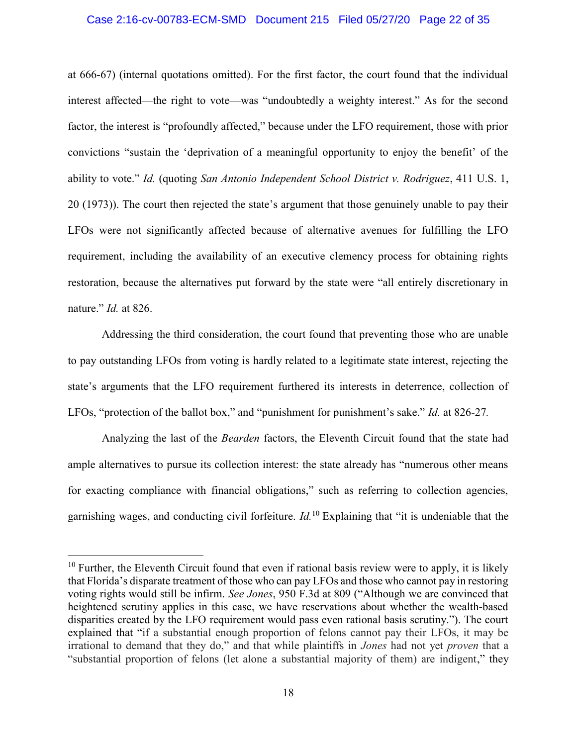at 666-67) (internal quotations omitted). For the first factor, the court found that the individual interest affected—the right to vote—was "undoubtedly a weighty interest." As for the second factor, the interest is "profoundly affected," because under the LFO requirement, those with prior convictions "sustain the 'deprivation of a meaningful opportunity to enjoy the benefit' of the ability to vote." *Id.* (quoting *San Antonio Independent School District v. Rodriguez*, 411 U.S. 1, 20 (1973)). The court then rejected the state's argument that those genuinely unable to pay their LFOs were not significantly affected because of alternative avenues for fulfilling the LFO requirement, including the availability of an executive clemency process for obtaining rights restoration, because the alternatives put forward by the state were "all entirely discretionary in nature." *Id.* at 826.

Addressing the third consideration, the court found that preventing those who are unable to pay outstanding LFOs from voting is hardly related to a legitimate state interest, rejecting the state's arguments that the LFO requirement furthered its interests in deterrence, collection of LFOs, "protection of the ballot box," and "punishment for punishment's sake." *Id.* at 826-27.

Analyzing the last of the *Bearden* factors, the Eleventh Circuit found that the state had ample alternatives to pursue its collection interest: the state already has "numerous other means for exacting compliance with financial obligations," such as referring to collection agencies, garnishing wages, and conducting civil forfeiture. *Id.*[10] Explaining that "it is undeniable that the

---

[10] Further, the Eleventh Circuit found that even if rational basis review were to apply, it is likely that Florida's disparate treatment of those who can pay LFOs and those who cannot pay in restoring voting rights would still be infirm. *See Jones*, 950 F.3d at 809 ("Although we are convinced that heightened scrutiny applies in this case, we have reservations about whether the wealth-based disparities created by the LFO requirement would pass even rational basis scrutiny."). The court explained that "if a substantial enough proportion of felons cannot pay their LFOs, it may be irrational to demand that they do," and that while plaintiffs in *Jones* had not yet *proven* that a "substantial proportion of felons (let alone a substantial majority of them) are indigent," they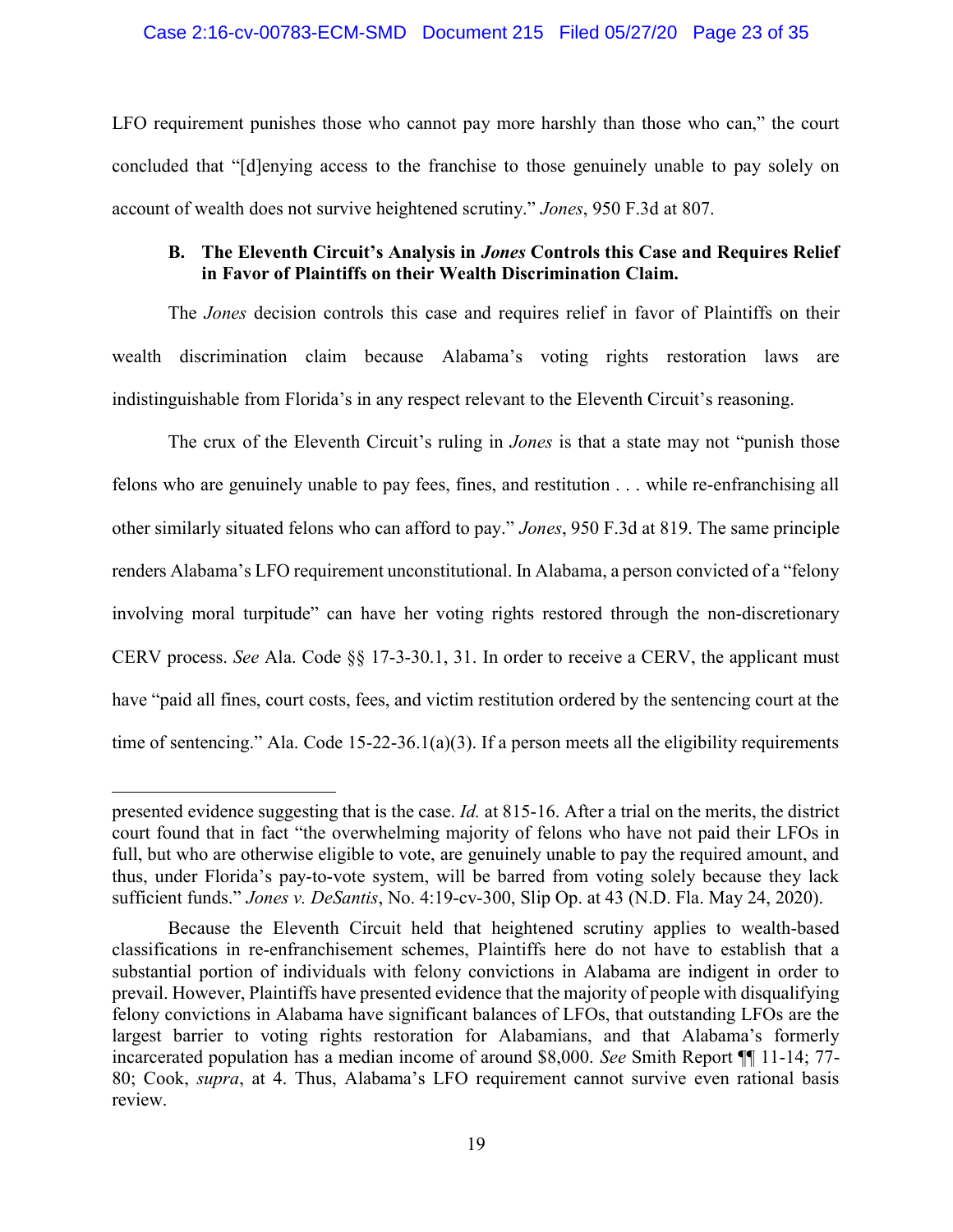LFO requirement punishes those who cannot pay more harshly than those who can," the court concluded that "[d]enying access to the franchise to those genuinely unable to pay solely on account of wealth does not survive heightened scrutiny." *Jones*, 950 F.3d at 807.

### B. The Eleventh Circuit's Analysis in *Jones* Controls this Case and Requires Relief in Favor of Plaintiffs on their Wealth Discrimination Claim.

The *Jones* decision controls this case and requires relief in favor of Plaintiffs on their wealth discrimination claim because Alabama's voting rights restoration laws are indistinguishable from Florida's in any respect relevant to the Eleventh Circuit's reasoning.

The crux of the Eleventh Circuit's ruling in *Jones* is that a state may not "punish those felons who are genuinely unable to pay fees, fines, and restitution . . . while re-enfranchising all other similarly situated felons who can afford to pay." *Jones*, 950 F.3d at 819. The same principle renders Alabama's LFO requirement unconstitutional. In Alabama, a person convicted of a "felony involving moral turpitude" can have her voting rights restored through the non-discretionary CERV process. *See* Ala. Code §§ 17-3-30.1, 31. In order to receive a CERV, the applicant must have "paid all fines, court costs, fees, and victim restitution ordered by the sentencing court at the time of sentencing." Ala. Code 15-22-36.1(a)(3). If a person meets all the eligibility requirements

---

presented evidence suggesting that is the case. *Id.* at 815-16. After a trial on the merits, the district court found that in fact "the overwhelming majority of felons who have not paid their LFOs in full, but who are otherwise eligible to vote, are genuinely unable to pay the required amount, and thus, under Florida's pay-to-vote system, will be barred from voting solely because they lack sufficient funds." *Jones v. DeSantis*, No. 4:19-cv-300, Slip Op. at 43 (N.D. Fla. May 24, 2020).

Because the Eleventh Circuit held that heightened scrutiny applies to wealth-based classifications in re-enfranchisement schemes, Plaintiffs here do not have to establish that a substantial portion of individuals with felony convictions in Alabama are indigent in order to prevail. However, Plaintiffs have presented evidence that the majority of people with disqualifying felony convictions in Alabama have significant balances of LFOs, that outstanding LFOs are the largest barrier to voting rights restoration for Alabamians, and that Alabama's formerly incarcerated population has a median income of around $8,000. *See* Smith Report ¶¶ 11-14; 77-80; Cook, *supra*, at 4. Thus, Alabama's LFO requirement cannot survive even rational basis review.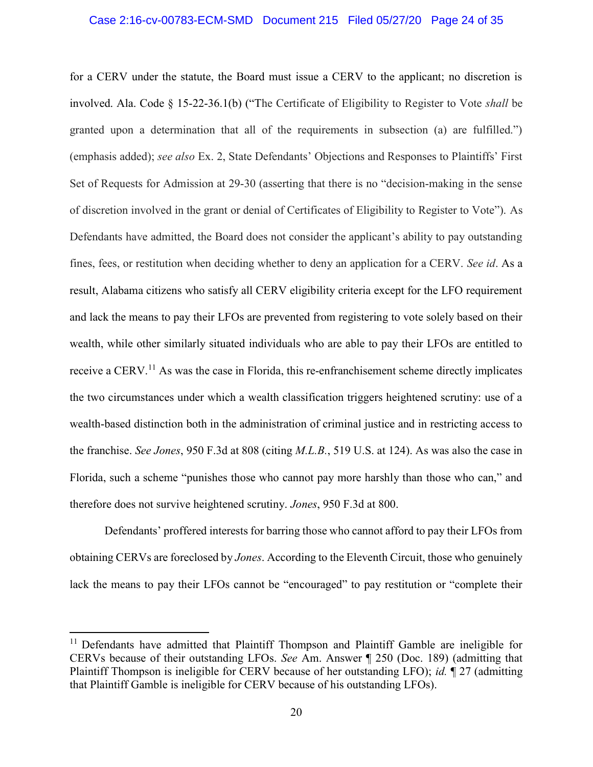for a CERV under the statute, the Board must issue a CERV to the applicant; no discretion is involved. Ala. Code § 15-22-36.1(b) ("The Certificate of Eligibility to Register to Vote *shall* be granted upon a determination that all of the requirements in subsection (a) are fulfilled.") (emphasis added); *see also* Ex. 2, State Defendants' Objections and Responses to Plaintiffs' First Set of Requests for Admission at 29-30 (asserting that there is no "decision-making in the sense of discretion involved in the grant or denial of Certificates of Eligibility to Register to Vote"). As Defendants have admitted, the Board does not consider the applicant's ability to pay outstanding fines, fees, or restitution when deciding whether to deny an application for a CERV. *See id*. As a result, Alabama citizens who satisfy all CERV eligibility criteria except for the LFO requirement and lack the means to pay their LFOs are prevented from registering to vote solely based on their wealth, while other similarly situated individuals who are able to pay their LFOs are entitled to receive a CERV.[11] As was the case in Florida, this re-enfranchisement scheme directly implicates the two circumstances under which a wealth classification triggers heightened scrutiny: use of a wealth-based distinction both in the administration of criminal justice and in restricting access to the franchise. *See Jones*, 950 F.3d at 808 (citing *M.L.B.*, 519 U.S. at 124). As was also the case in Florida, such a scheme "punishes those who cannot pay more harshly than those who can," and therefore does not survive heightened scrutiny. *Jones*, 950 F.3d at 800.

Defendants' proffered interests for barring those who cannot afford to pay their LFOs from obtaining CERVs are foreclosed by *Jones*. According to the Eleventh Circuit, those who genuinely lack the means to pay their LFOs cannot be "encouraged" to pay restitution or "complete their

[11] Defendants have admitted that Plaintiff Thompson and Plaintiff Gamble are ineligible for CERVs because of their outstanding LFOs. *See* Am. Answer ¶ 250 (Doc. 189) (admitting that Plaintiff Thompson is ineligible for CERV because of her outstanding LFO); *id.* ¶ 27 (admitting that Plaintiff Gamble is ineligible for CERV because of his outstanding LFOs).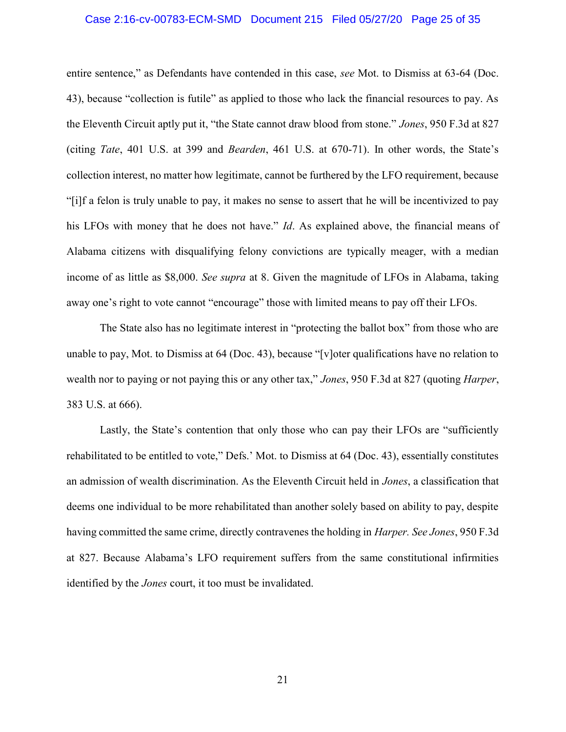entire sentence," as Defendants have contended in this case, *see* Mot. to Dismiss at 63-64 (Doc. 43), because "collection is futile" as applied to those who lack the financial resources to pay. As the Eleventh Circuit aptly put it, "the State cannot draw blood from stone." *Jones*, 950 F.3d at 827 (citing *Tate*, 401 U.S. at 399 and *Bearden*, 461 U.S. at 670-71). In other words, the State's collection interest, no matter how legitimate, cannot be furthered by the LFO requirement, because "[i]f a felon is truly unable to pay, it makes no sense to assert that he will be incentivized to pay his LFOs with money that he does not have." *Id*. As explained above, the financial means of Alabama citizens with disqualifying felony convictions are typically meager, with a median income of as little as $8,000. *See supra* at 8. Given the magnitude of LFOs in Alabama, taking away one's right to vote cannot "encourage" those with limited means to pay off their LFOs.

The State also has no legitimate interest in "protecting the ballot box" from those who are unable to pay, Mot. to Dismiss at 64 (Doc. 43), because "[v]oter qualifications have no relation to wealth nor to paying or not paying this or any other tax," *Jones*, 950 F.3d at 827 (quoting *Harper*, 383 U.S. at 666).

Lastly, the State's contention that only those who can pay their LFOs are "sufficiently rehabilitated to be entitled to vote," Defs.' Mot. to Dismiss at 64 (Doc. 43), essentially constitutes an admission of wealth discrimination. As the Eleventh Circuit held in *Jones*, a classification that deems one individual to be more rehabilitated than another solely based on ability to pay, despite having committed the same crime, directly contravenes the holding in *Harper*. *See Jones*, 950 F.3d at 827. Because Alabama's LFO requirement suffers from the same constitutional infirmities identified by the *Jones* court, it too must be invalidated.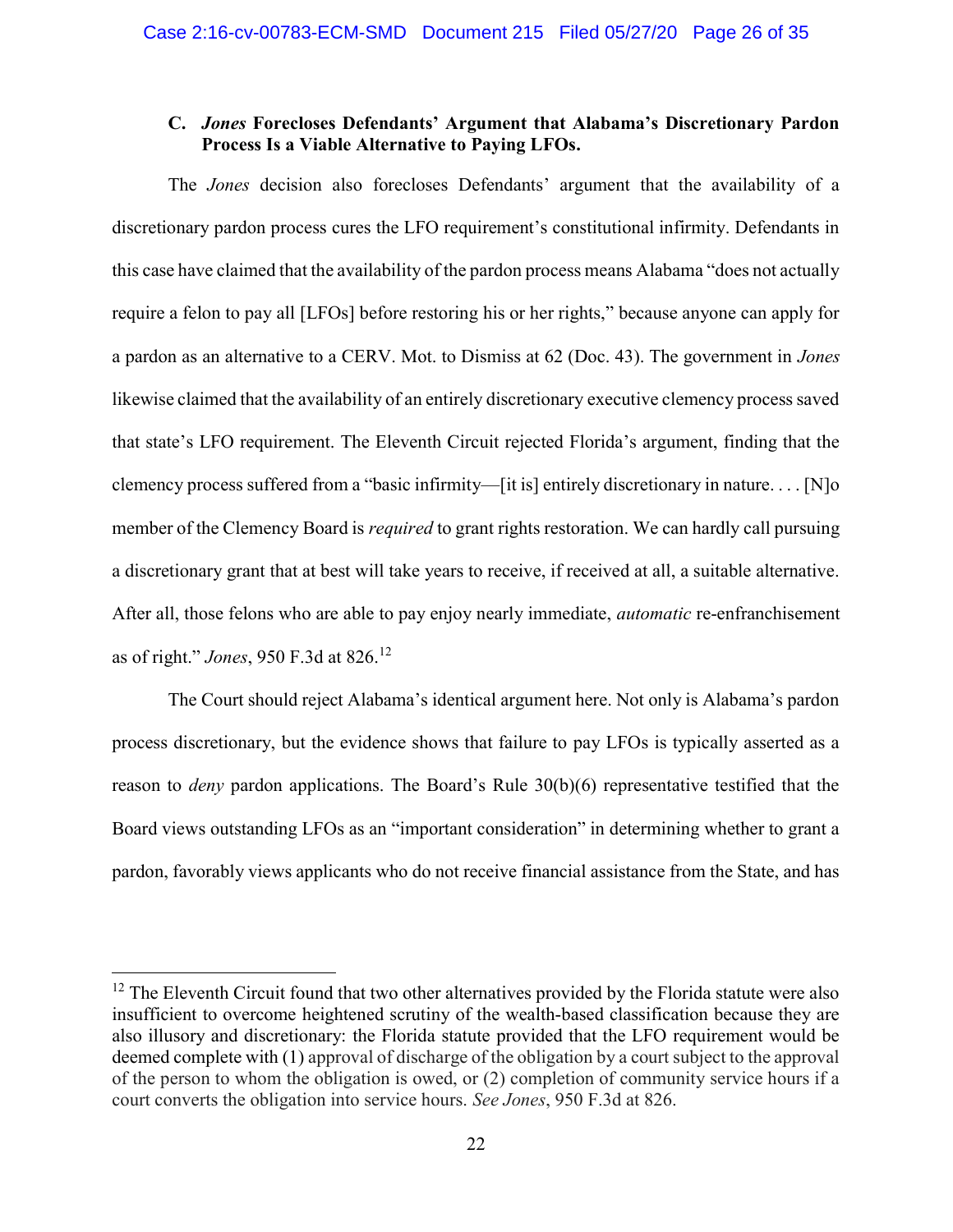### C. *Jones* Forecloses Defendants' Argument that Alabama's Discretionary Pardon Process Is a Viable Alternative to Paying LFOs.

The *Jones* decision also forecloses Defendants' argument that the availability of a discretionary pardon process cures the LFO requirement's constitutional infirmity. Defendants in this case have claimed that the availability of the pardon process means Alabama "does not actually require a felon to pay all [LFOs] before restoring his or her rights," because anyone can apply for a pardon as an alternative to a CERV. Mot. to Dismiss at 62 (Doc. 43). The government in *Jones* likewise claimed that the availability of an entirely discretionary executive clemency process saved that state's LFO requirement. The Eleventh Circuit rejected Florida's argument, finding that the clemency process suffered from a "basic infirmity—[it is] entirely discretionary in nature. . . . [N]o member of the Clemency Board is *required* to grant rights restoration. We can hardly call pursuing a discretionary grant that at best will take years to receive, if received at all, a suitable alternative. After all, those felons who are able to pay enjoy nearly immediate, *automatic* re-enfranchisement as of right." *Jones*, 950 F.3d at 826.[12]

The Court should reject Alabama's identical argument here. Not only is Alabama's pardon process discretionary, but the evidence shows that failure to pay LFOs is typically asserted as a reason to *deny* pardon applications. The Board's Rule 30(b)(6) representative testified that the Board views outstanding LFOs as an "important consideration" in determining whether to grant a pardon, favorably views applicants who do not receive financial assistance from the State, and has

---

[12] The Eleventh Circuit found that two other alternatives provided by the Florida statute were also insufficient to overcome heightened scrutiny of the wealth-based classification because they are also illusory and discretionary: the Florida statute provided that the LFO requirement would be deemed complete with (1) approval of discharge of the obligation by a court subject to the approval of the person to whom the obligation is owed, or (2) completion of community service hours if a court converts the obligation into service hours. *See Jones*, 950 F.3d at 826.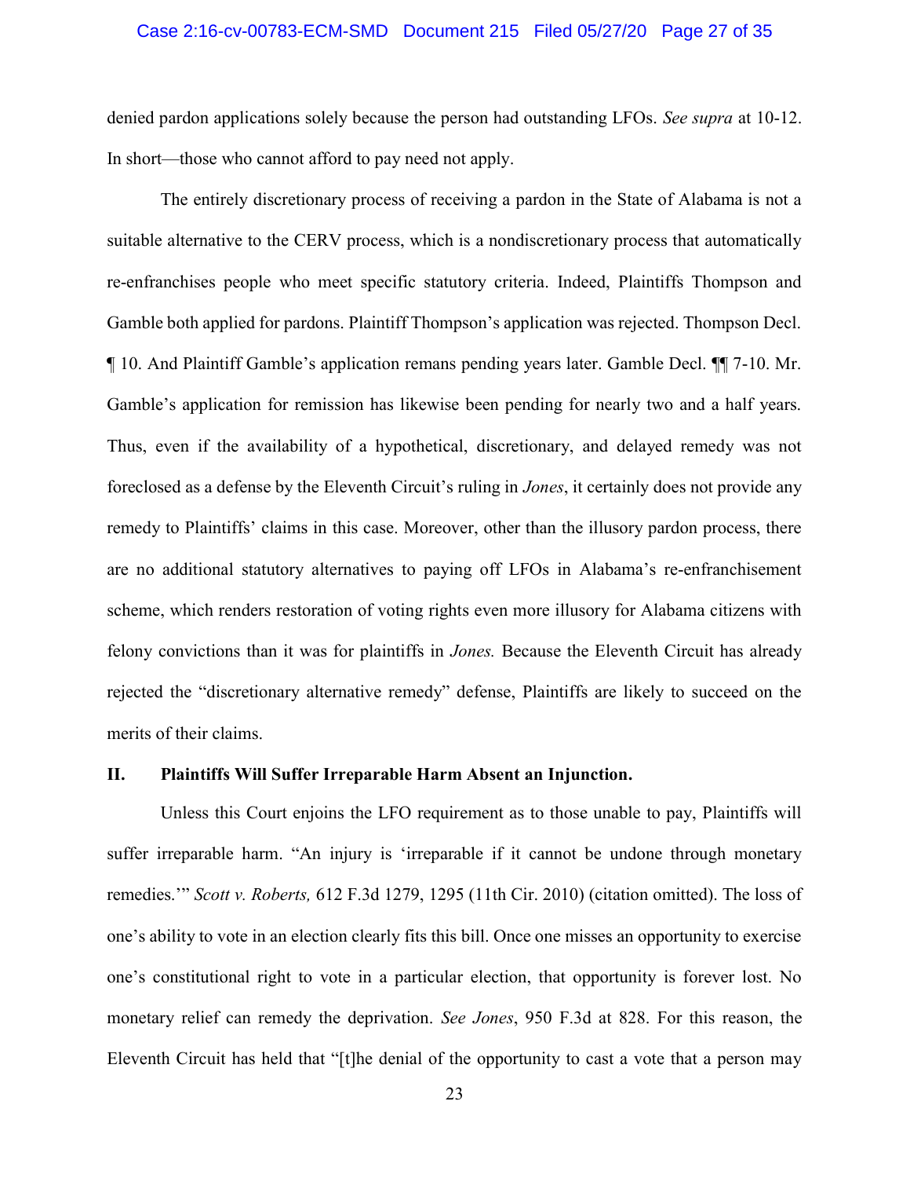denied pardon applications solely because the person had outstanding LFOs. *See supra* at 10-12. In short—those who cannot afford to pay need not apply.

The entirely discretionary process of receiving a pardon in the State of Alabama is not a suitable alternative to the CERV process, which is a nondiscretionary process that automatically re-enfranchises people who meet specific statutory criteria. Indeed, Plaintiffs Thompson and Gamble both applied for pardons. Plaintiff Thompson's application was rejected. Thompson Decl. ¶ 10. And Plaintiff Gamble's application remans pending years later. Gamble Decl. ¶¶ 7-10. Mr. Gamble's application for remission has likewise been pending for nearly two and a half years. Thus, even if the availability of a hypothetical, discretionary, and delayed remedy was not foreclosed as a defense by the Eleventh Circuit's ruling in *Jones*, it certainly does not provide any remedy to Plaintiffs' claims in this case. Moreover, other than the illusory pardon process, there are no additional statutory alternatives to paying off LFOs in Alabama's re-enfranchisement scheme, which renders restoration of voting rights even more illusory for Alabama citizens with felony convictions than it was for plaintiffs in *Jones.* Because the Eleventh Circuit has already rejected the "discretionary alternative remedy" defense, Plaintiffs are likely to succeed on the merits of their claims.

## II. Plaintiffs Will Suffer Irreparable Harm Absent an Injunction.

Unless this Court enjoins the LFO requirement as to those unable to pay, Plaintiffs will suffer irreparable harm. "An injury is 'irreparable if it cannot be undone through monetary remedies.'" *Scott v. Roberts,* 612 F.3d 1279, 1295 (11th Cir. 2010) (citation omitted). The loss of one's ability to vote in an election clearly fits this bill. Once one misses an opportunity to exercise one's constitutional right to vote in a particular election, that opportunity is forever lost. No monetary relief can remedy the deprivation. *See Jones*, 950 F.3d at 828. For this reason, the Eleventh Circuit has held that "[t]he denial of the opportunity to cast a vote that a person may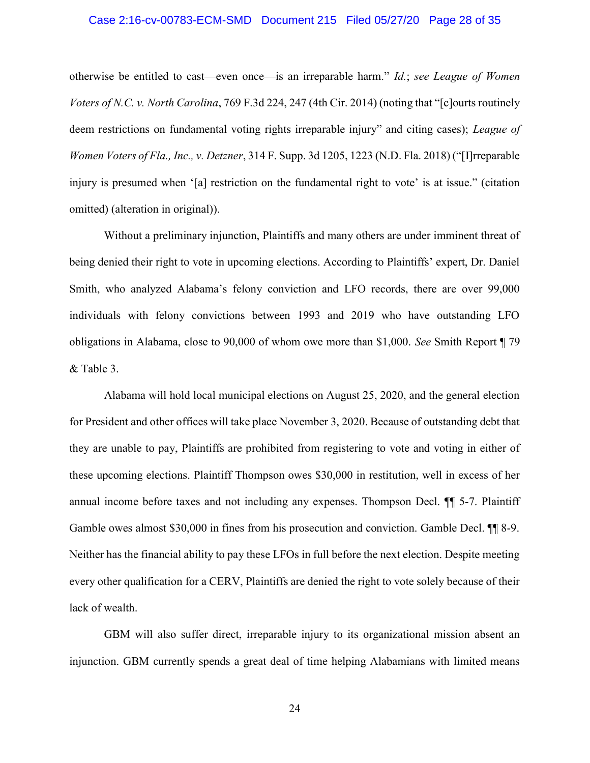otherwise be entitled to cast—even once—is an irreparable harm." *Id.*; *see League of Women Voters of N.C. v. North Carolina*, 769 F.3d 224, 247 (4th Cir. 2014) (noting that "[c]ourts routinely deem restrictions on fundamental voting rights irreparable injury" and citing cases); *League of Women Voters of Fla., Inc., v. Detzner*, 314 F. Supp. 3d 1205, 1223 (N.D. Fla. 2018) ("[I]rreparable injury is presumed when '[a] restriction on the fundamental right to vote' is at issue." (citation omitted) (alteration in original)).

Without a preliminary injunction, Plaintiffs and many others are under imminent threat of being denied their right to vote in upcoming elections. According to Plaintiffs' expert, Dr. Daniel Smith, who analyzed Alabama's felony conviction and LFO records, there are over 99,000 individuals with felony convictions between 1993 and 2019 who have outstanding LFO obligations in Alabama, close to 90,000 of whom owe more than $1,000. *See* Smith Report ¶ 79 & Table 3.

Alabama will hold local municipal elections on August 25, 2020, and the general election for President and other offices will take place November 3, 2020. Because of outstanding debt that they are unable to pay, Plaintiffs are prohibited from registering to vote and voting in either of these upcoming elections. Plaintiff Thompson owes $30,000 in restitution, well in excess of her annual income before taxes and not including any expenses. Thompson Decl. ¶¶ 5-7. Plaintiff Gamble owes almost $30,000 in fines from his prosecution and conviction. Gamble Decl. ¶¶ 8-9. Neither has the financial ability to pay these LFOs in full before the next election. Despite meeting every other qualification for a CERV, Plaintiffs are denied the right to vote solely because of their lack of wealth.

GBM will also suffer direct, irreparable injury to its organizational mission absent an injunction. GBM currently spends a great deal of time helping Alabamians with limited means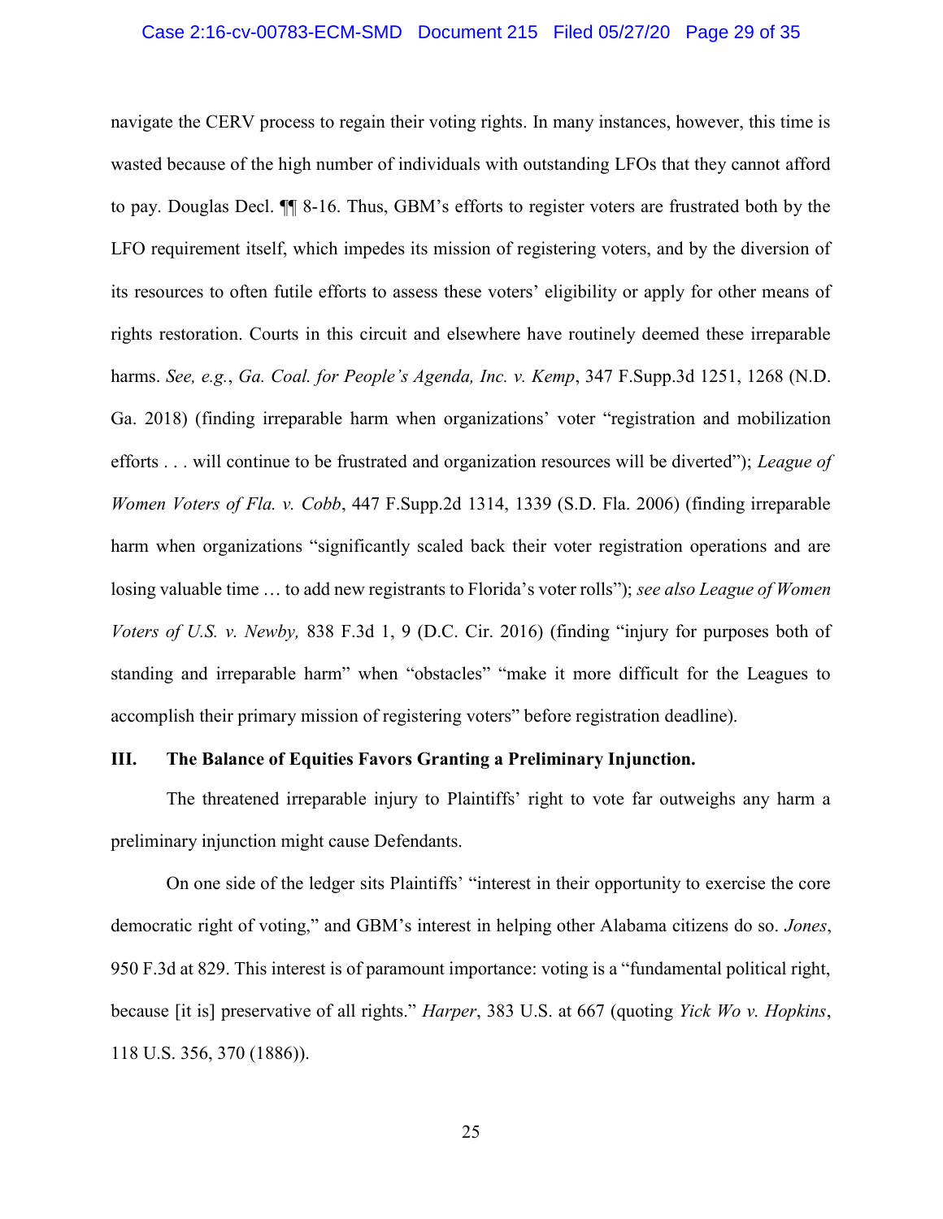navigate the CERV process to regain their voting rights. In many instances, however, this time is wasted because of the high number of individuals with outstanding LFOs that they cannot afford to pay. Douglas Decl. ¶¶ 8-16. Thus, GBM's efforts to register voters are frustrated both by the LFO requirement itself, which impedes its mission of registering voters, and by the diversion of its resources to often futile efforts to assess these voters' eligibility or apply for other means of rights restoration. Courts in this circuit and elsewhere have routinely deemed these irreparable harms. *See, e.g.*, *Ga. Coal. for People's Agenda, Inc. v. Kemp*, 347 F.Supp.3d 1251, 1268 (N.D. Ga. 2018) (finding irreparable harm when organizations' voter "registration and mobilization efforts . . . will continue to be frustrated and organization resources will be diverted"); *League of Women Voters of Fla. v. Cobb*, 447 F.Supp.2d 1314, 1339 (S.D. Fla. 2006) (finding irreparable harm when organizations "significantly scaled back their voter registration operations and are losing valuable time … to add new registrants to Florida's voter rolls"); *see also League of Women Voters of U.S. v. Newby,* 838 F.3d 1, 9 (D.C. Cir. 2016) (finding "injury for purposes both of standing and irreparable harm" when "obstacles" "make it more difficult for the Leagues to accomplish their primary mission of registering voters" before registration deadline).

## III. The Balance of Equities Favors Granting a Preliminary Injunction.

The threatened irreparable injury to Plaintiffs' right to vote far outweighs any harm a preliminary injunction might cause Defendants.

On one side of the ledger sits Plaintiffs' "interest in their opportunity to exercise the core democratic right of voting," and GBM's interest in helping other Alabama citizens do so. *Jones*, 950 F.3d at 829. This interest is of paramount importance: voting is a "fundamental political right, because [it is] preservative of all rights." *Harper*, 383 U.S. at 667 (quoting *Yick Wo v. Hopkins*, 118 U.S. 356, 370 (1886)).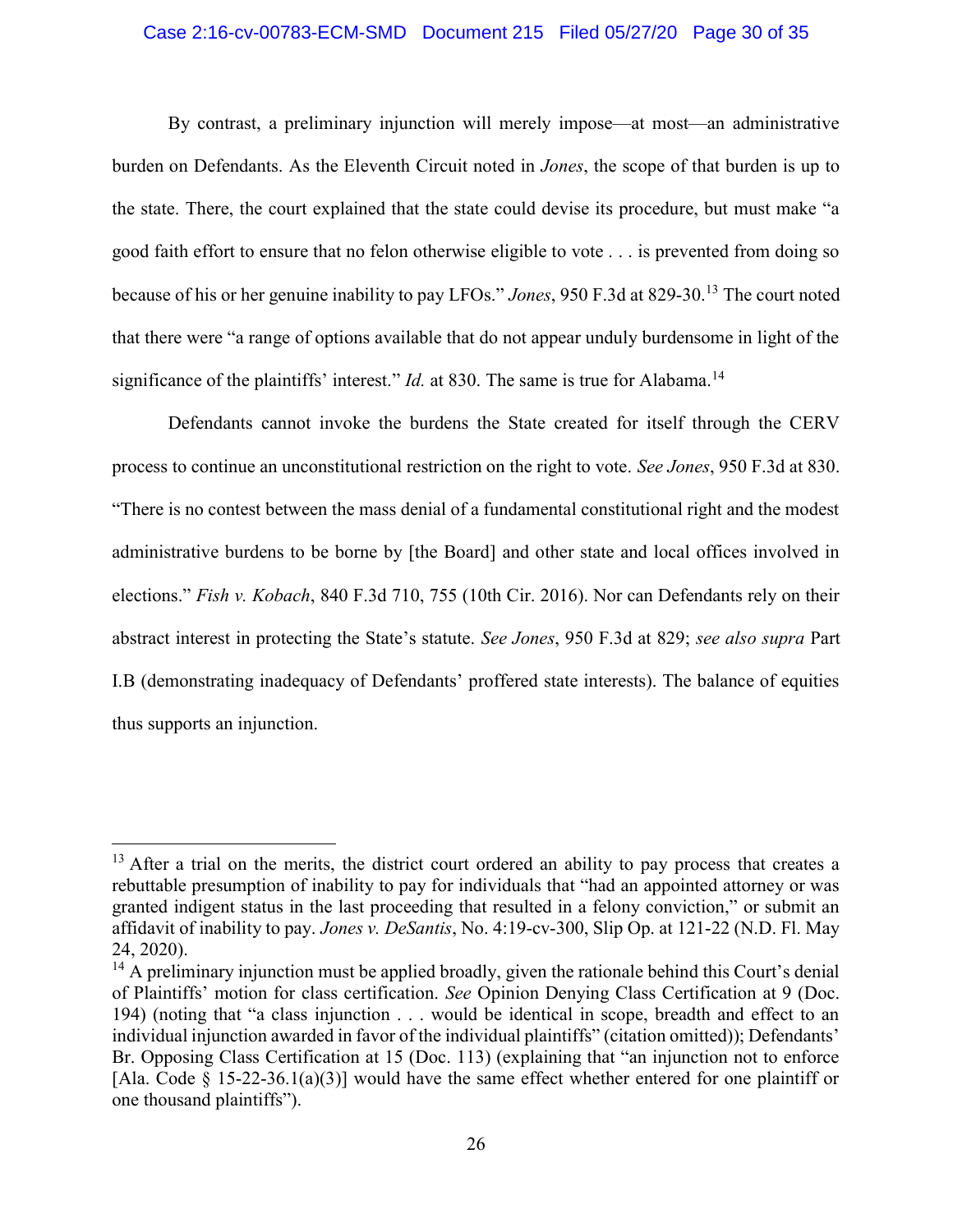By contrast, a preliminary injunction will merely impose—at most—an administrative burden on Defendants. As the Eleventh Circuit noted in *Jones*, the scope of that burden is up to the state. There, the court explained that the state could devise its procedure, but must make "a good faith effort to ensure that no felon otherwise eligible to vote . . . is prevented from doing so because of his or her genuine inability to pay LFOs." *Jones*, 950 F.3d at 829-30.[13] The court noted that there were "a range of options available that do not appear unduly burdensome in light of the significance of the plaintiffs' interest." *Id.* at 830. The same is true for Alabama.[14]

Defendants cannot invoke the burdens the State created for itself through the CERV process to continue an unconstitutional restriction on the right to vote. *See Jones*, 950 F.3d at 830. "There is no contest between the mass denial of a fundamental constitutional right and the modest administrative burdens to be borne by [the Board] and other state and local offices involved in elections." *Fish v. Kobach*, 840 F.3d 710, 755 (10th Cir. 2016). Nor can Defendants rely on their abstract interest in protecting the State's statute. *See Jones*, 950 F.3d at 829; *see also supra* Part I.B (demonstrating inadequacy of Defendants' proffered state interests). The balance of equities thus supports an injunction.

---

[13] After a trial on the merits, the district court ordered an ability to pay process that creates a rebuttable presumption of inability to pay for individuals that "had an appointed attorney or was granted indigent status in the last proceeding that resulted in a felony conviction," or submit an affidavit of inability to pay. *Jones v. DeSantis*, No. 4:19-cv-300, Slip Op. at 121-22 (N.D. Fl. May 24, 2020).

[14] A preliminary injunction must be applied broadly, given the rationale behind this Court's denial of Plaintiffs' motion for class certification. *See* Opinion Denying Class Certification at 9 (Doc. 194) (noting that "a class injunction . . . would be identical in scope, breadth and effect to an individual injunction awarded in favor of the individual plaintiffs" (citation omitted)); Defendants' Br. Opposing Class Certification at 15 (Doc. 113) (explaining that "an injunction not to enforce [Ala. Code § 15-22-36.1(a)(3)] would have the same effect whether entered for one plaintiff or one thousand plaintiffs").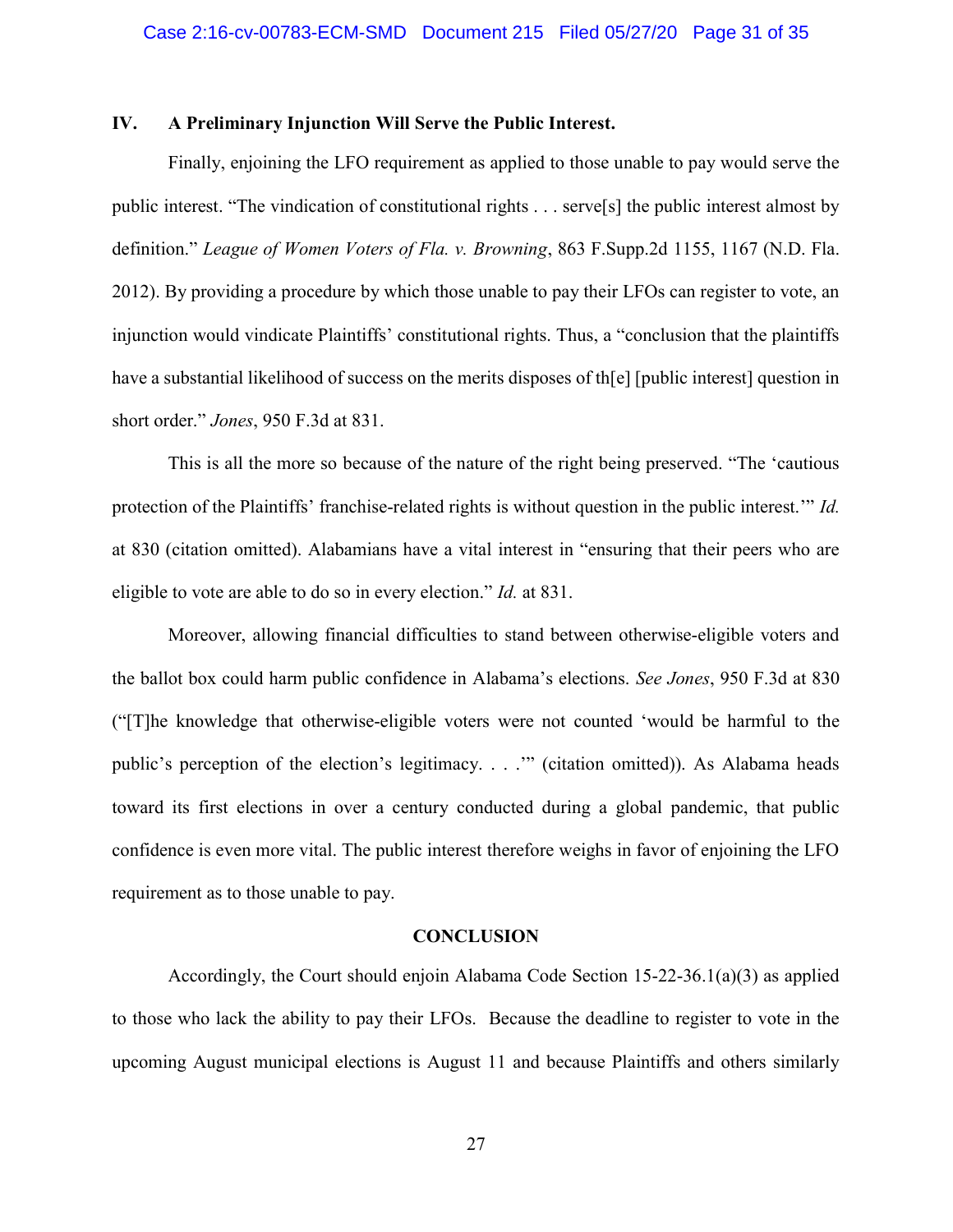## IV. A Preliminary Injunction Will Serve the Public Interest.

Finally, enjoining the LFO requirement as applied to those unable to pay would serve the public interest. "The vindication of constitutional rights . . . serve[s] the public interest almost by definition." *League of Women Voters of Fla. v. Browning*, 863 F.Supp.2d 1155, 1167 (N.D. Fla. 2012). By providing a procedure by which those unable to pay their LFOs can register to vote, an injunction would vindicate Plaintiffs' constitutional rights. Thus, a "conclusion that the plaintiffs have a substantial likelihood of success on the merits disposes of th[e] [public interest] question in short order." *Jones*, 950 F.3d at 831.

This is all the more so because of the nature of the right being preserved. "The 'cautious protection of the Plaintiffs' franchise-related rights is without question in the public interest.'" *Id.* at 830 (citation omitted). Alabamians have a vital interest in "ensuring that their peers who are eligible to vote are able to do so in every election." *Id.* at 831.

Moreover, allowing financial difficulties to stand between otherwise-eligible voters and the ballot box could harm public confidence in Alabama's elections. *See Jones*, 950 F.3d at 830 ("[T]he knowledge that otherwise-eligible voters were not counted 'would be harmful to the public's perception of the election's legitimacy. . . .'" (citation omitted)). As Alabama heads toward its first elections in over a century conducted during a global pandemic, that public confidence is even more vital. The public interest therefore weighs in favor of enjoining the LFO requirement as to those unable to pay.

## CONCLUSION

Accordingly, the Court should enjoin Alabama Code Section 15-22-36.1(a)(3) as applied to those who lack the ability to pay their LFOs. Because the deadline to register to vote in the upcoming August municipal elections is August 11 and because Plaintiffs and others similarly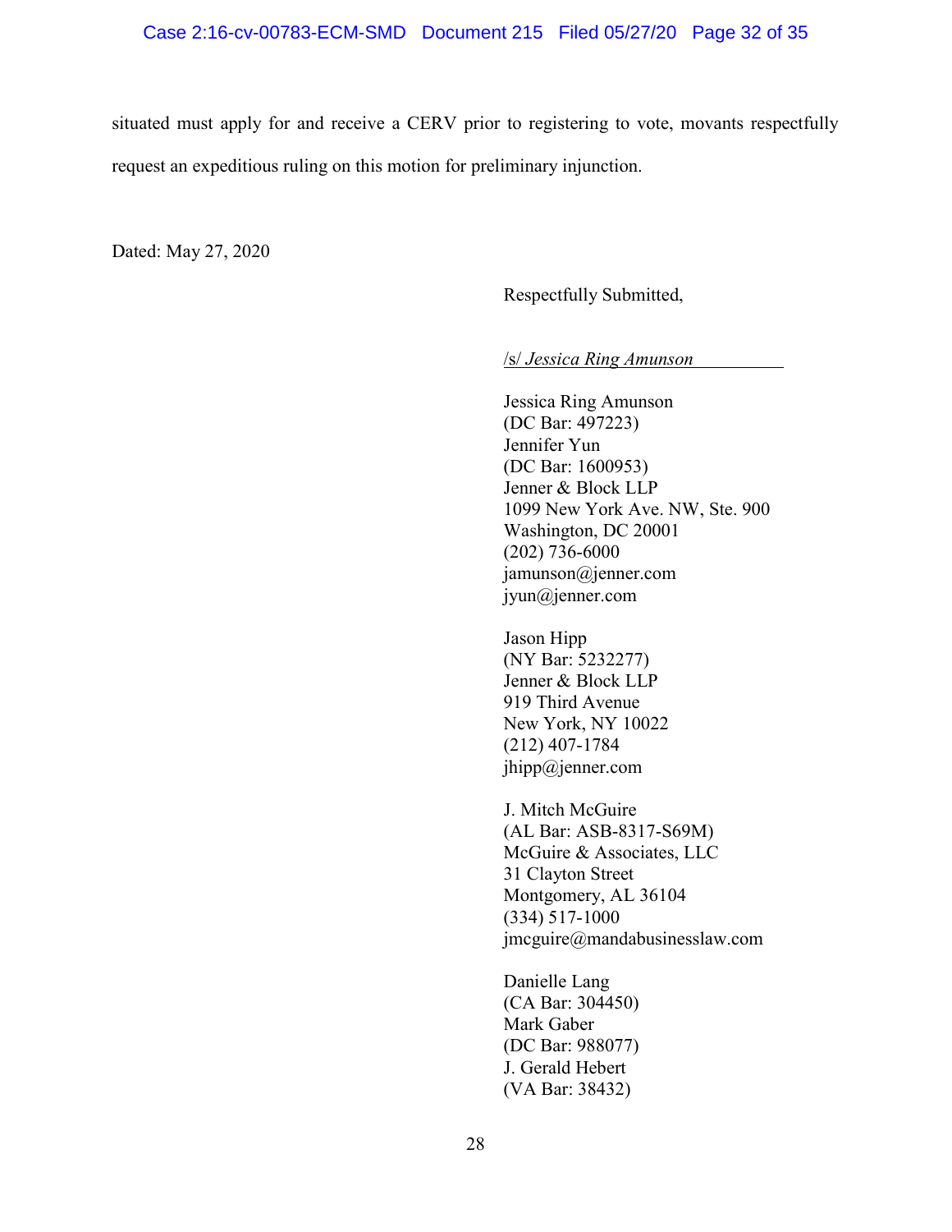situated must apply for and receive a CERV prior to registering to vote, movants respectfully request an expeditious ruling on this motion for preliminary injunction.

Dated: May 27, 2020

Respectfully Submitted,

/s/ *Jessica Ring Amunson*

Jessica Ring Amunson
(DC Bar: 497223)
Jennifer Yun
(DC Bar: 1600953)
Jenner & Block LLP
1099 New York Ave. NW, Ste. 900
Washington, DC 20001
(202) 736-6000
jamunson@jenner.com
jyun@jenner.com

Jason Hipp
(NY Bar: 5232277)
Jenner & Block LLP
919 Third Avenue
New York, NY 10022
(212) 407-1784
jhipp@jenner.com

J. Mitch McGuire
(AL Bar: ASB-8317-S69M)
McGuire & Associates, LLC
31 Clayton Street
Montgomery, AL 36104
(334) 517-1000
jmcguire@mandabusinesslaw.com

Danielle Lang
(CA Bar: 304450)
Mark Gaber
(DC Bar: 988077)
J. Gerald Hebert
(VA Bar: 38432)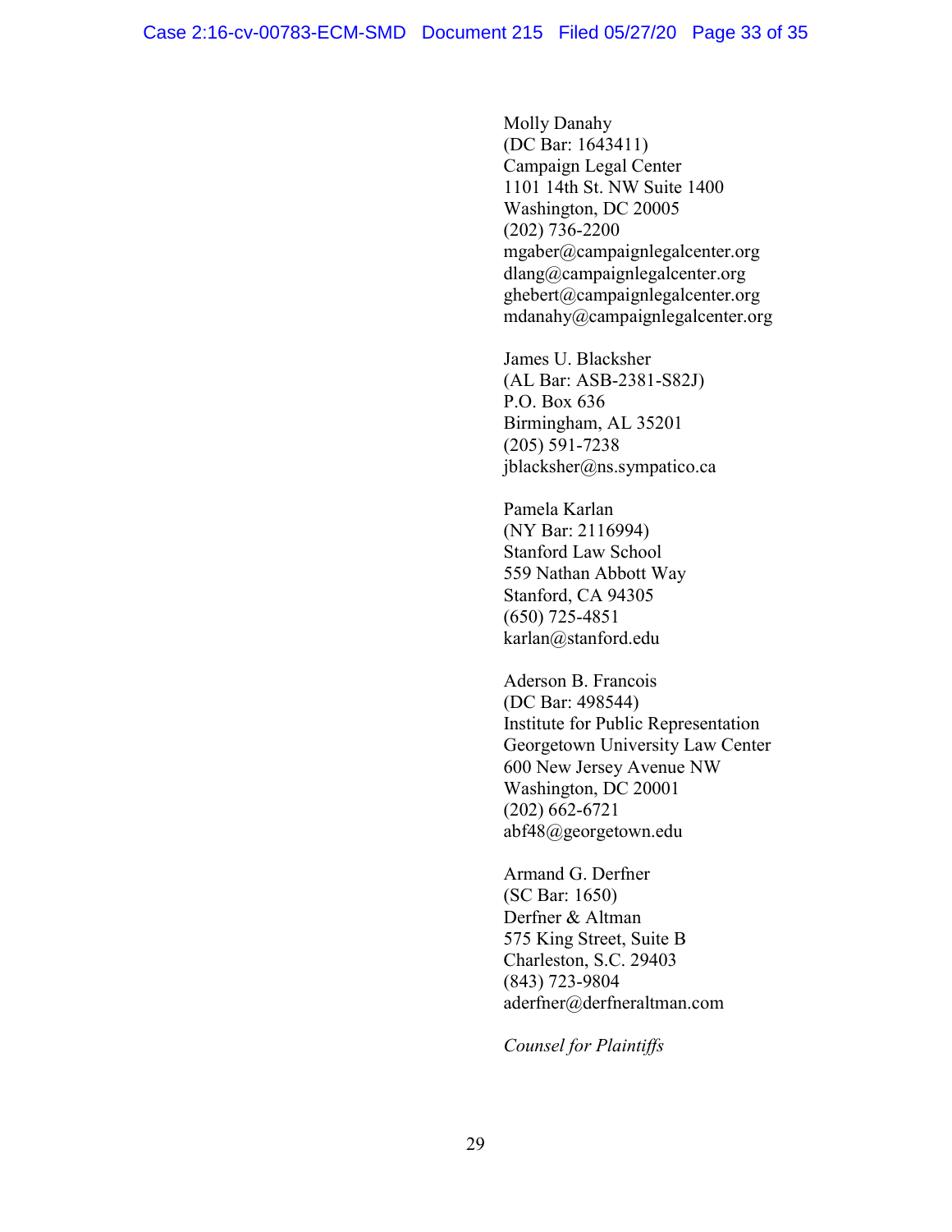Molly Danahy
(DC Bar: 1643411)
Campaign Legal Center
1101 14th St. NW Suite 1400
Washington, DC 20005
(202) 736-2200
mgaber@campaignlegalcenter.org
dlang@campaignlegalcenter.org
ghebert@campaignlegalcenter.org
mdanahy@campaignlegalcenter.org

James U. Blacksher
(AL Bar: ASB-2381-S82J)
P.O. Box 636
Birmingham, AL 35201
(205) 591-7238
jblacksher@ns.sympatico.ca

Pamela Karlan
(NY Bar: 2116994)
Stanford Law School
559 Nathan Abbott Way
Stanford, CA 94305
(650) 725-4851
karlan@stanford.edu

Aderson B. Francois
(DC Bar: 498544)
Institute for Public Representation
Georgetown University Law Center
600 New Jersey Avenue NW
Washington, DC 20001
(202) 662-6721
abf48@georgetown.edu

Armand G. Derfner
(SC Bar: 1650)
Derfner & Altman
575 King Street, Suite B
Charleston, S.C. 29403
(843) 723-9804
aderfner@derfneraltman.com

*Counsel for Plaintiffs*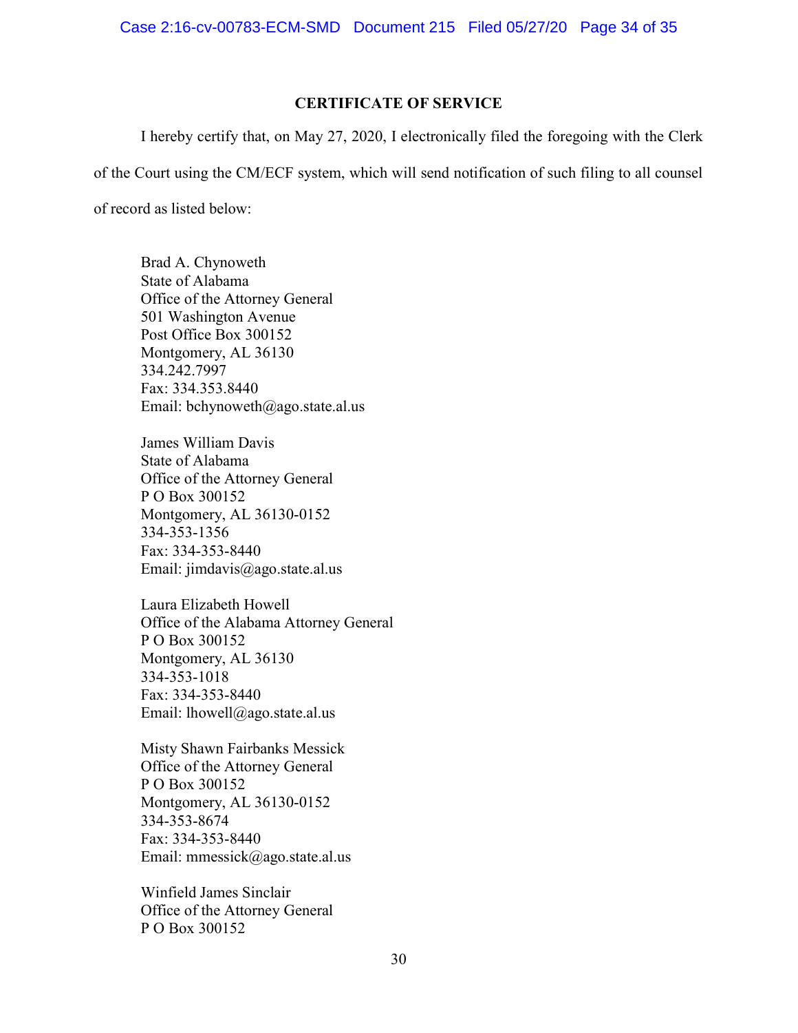**CERTIFICATE OF SERVICE**

I hereby certify that, on May 27, 2020, I electronically filed the foregoing with the Clerk of the Court using the CM/ECF system, which will send notification of such filing to all counsel of record as listed below:

Brad A. Chynoweth
State of Alabama
Office of the Attorney General
501 Washington Avenue
Post Office Box 300152
Montgomery, AL 36130
334.242.7997
Fax: 334.353.8440
Email: bchynoweth@ago.state.al.us

James William Davis
State of Alabama
Office of the Attorney General
P O Box 300152
Montgomery, AL 36130-0152
334-353-1356
Fax: 334-353-8440
Email: jimdavis@ago.state.al.us

Laura Elizabeth Howell
Office of the Alabama Attorney General
P O Box 300152
Montgomery, AL 36130
334-353-1018
Fax: 334-353-8440
Email: lhowell@ago.state.al.us

Misty Shawn Fairbanks Messick
Office of the Attorney General
P O Box 300152
Montgomery, AL 36130-0152
334-353-8674
Fax: 334-353-8440
Email: mmessick@ago.state.al.us

Winfield James Sinclair
Office of the Attorney General
P O Box 300152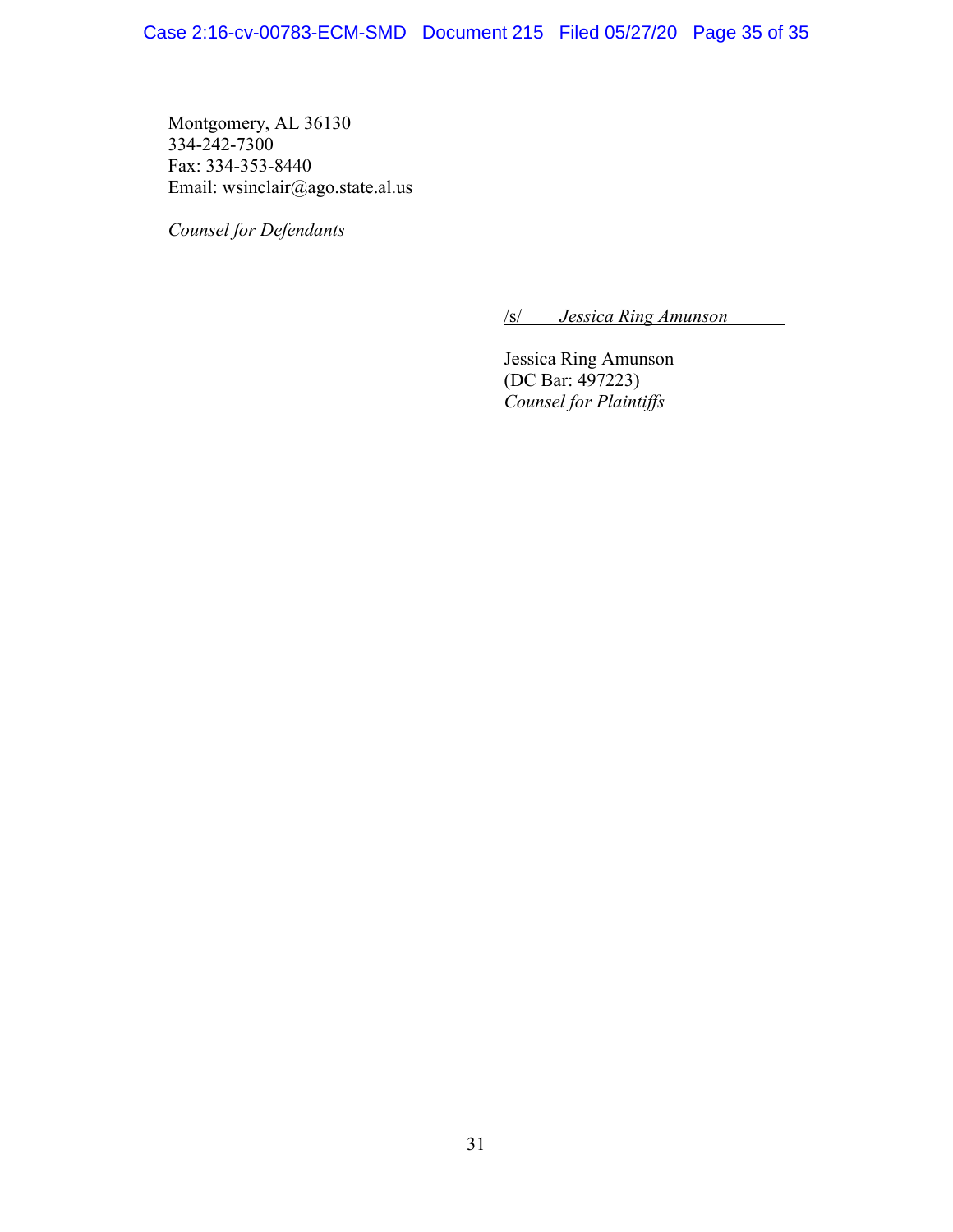Montgomery, AL 36130
334-242-7300
Fax: 334-353-8440
Email: wsinclair@ago.state.al.us

*Counsel for Defendants*

/s/ *Jessica Ring Amunson*

Jessica Ring Amunson
(DC Bar: 497223)
*Counsel for Plaintiffs*